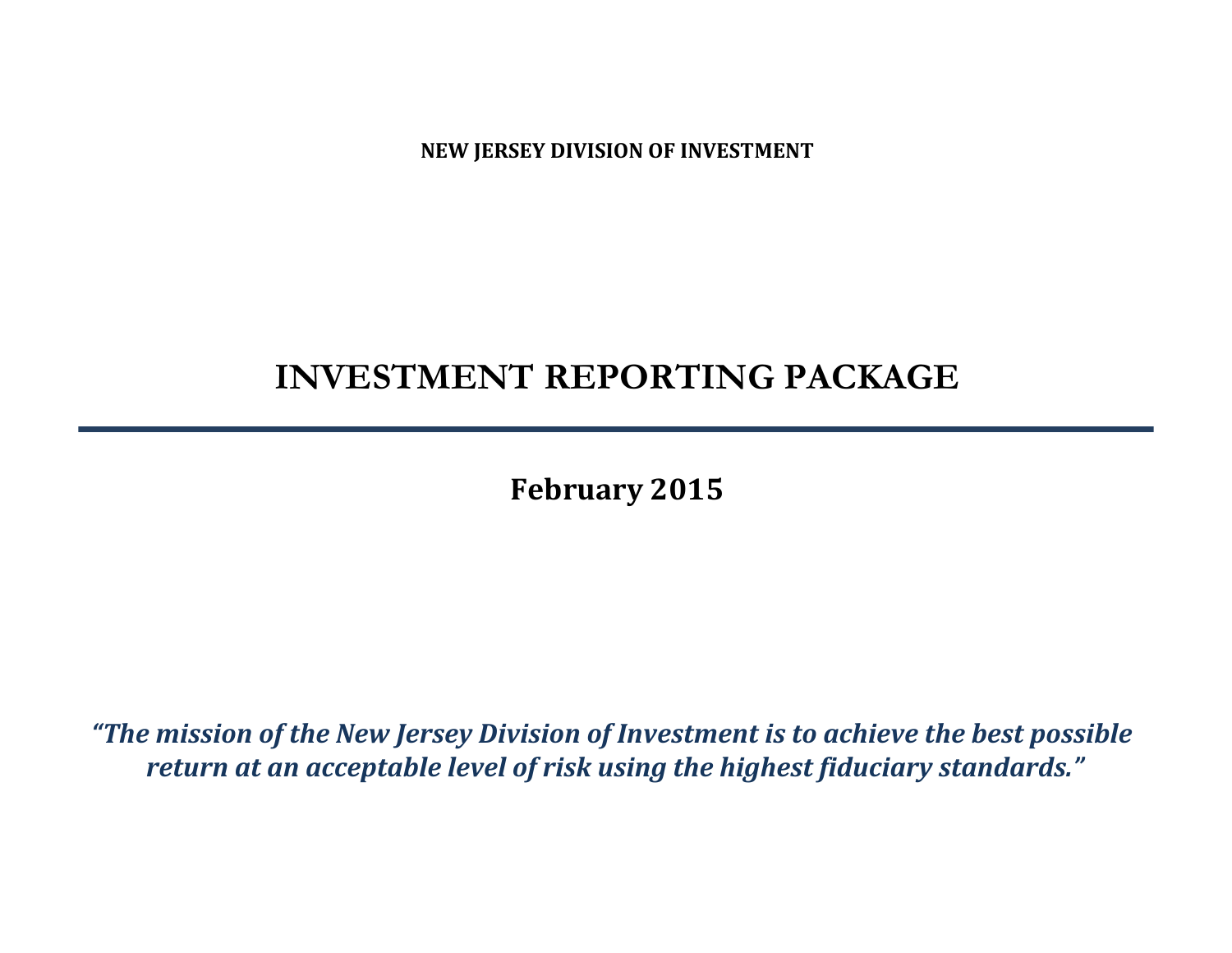**NEW JERSEY DIVISION OF INVESTMENT**

# INVESTMENT REPORTING PACKAGE

## February 2015

***"The mission of the New Jersey Division of Investment is to achieve the best possible return at an acceptable level of risk using the highest fiduciary standards."***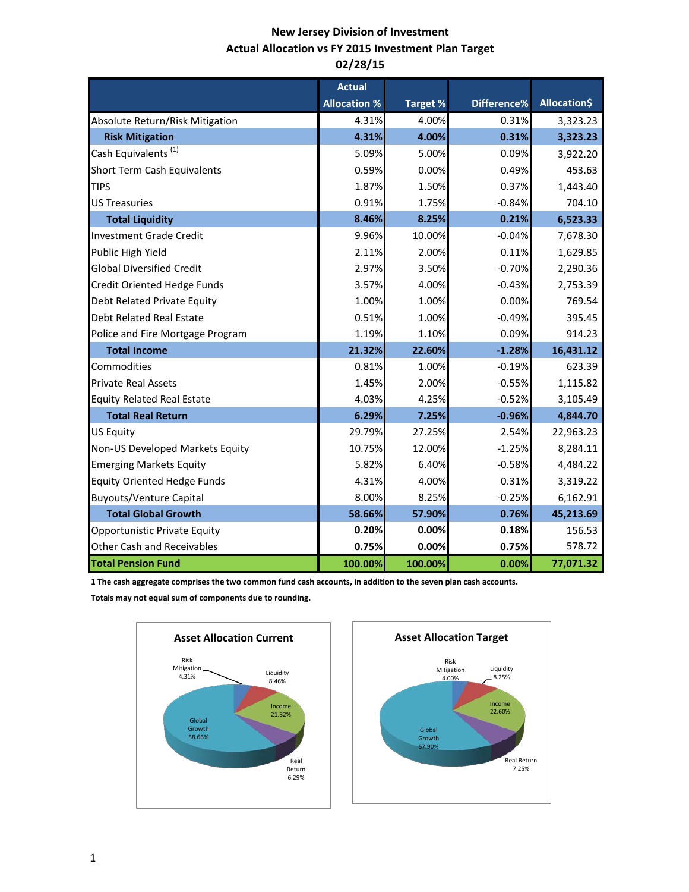# New Jersey Division of Investment
## Actual Allocation vs FY 2015 Investment Plan Target
## 02/28/15

| | Actual Allocation % | Target % | Difference% | Allocation$ |
|---|---|---|---|---|
| Absolute Return/Risk Mitigation | 4.31% | 4.00% | 0.31% | 3,323.23 |
| **Risk Mitigation** | **4.31%** | **4.00%** | **0.31%** | **3,323.23** |
| Cash Equivalents [1] | 5.09% | 5.00% | 0.09% | 3,922.20 |
| Short Term Cash Equivalents | 0.59% | 0.00% | 0.49% | 453.63 |
| TIPS | 1.87% | 1.50% | 0.37% | 1,443.40 |
| US Treasuries | 0.91% | 1.75% | -0.84% | 704.10 |
| **Total Liquidity** | **8.46%** | **8.25%** | **0.21%** | **6,523.33** |
| Investment Grade Credit | 9.96% | 10.00% | -0.04% | 7,678.30 |
| Public High Yield | 2.11% | 2.00% | 0.11% | 1,629.85 |
| Global Diversified Credit | 2.97% | 3.50% | -0.70% | 2,290.36 |
| Credit Oriented Hedge Funds | 3.57% | 4.00% | -0.43% | 2,753.39 |
| Debt Related Private Equity | 1.00% | 1.00% | 0.00% | 769.54 |
| Debt Related Real Estate | 0.51% | 1.00% | -0.49% | 395.45 |
| Police and Fire Mortgage Program | 1.19% | 1.10% | 0.09% | 914.23 |
| **Total Income** | **21.32%** | **22.60%** | **-1.28%** | **16,431.12** |
| Commodities | 0.81% | 1.00% | -0.19% | 623.39 |
| Private Real Assets | 1.45% | 2.00% | -0.55% | 1,115.82 |
| Equity Related Real Estate | 4.03% | 4.25% | -0.52% | 3,105.49 |
| **Total Real Return** | **6.29%** | **7.25%** | **-0.96%** | **4,844.70** |
| US Equity | 29.79% | 27.25% | 2.54% | 22,963.23 |
| Non-US Developed Markets Equity | 10.75% | 12.00% | -1.25% | 8,284.11 |
| Emerging Markets Equity | 5.82% | 6.40% | -0.58% | 4,484.22 |
| Equity Oriented Hedge Funds | 4.31% | 4.00% | 0.31% | 3,319.22 |
| Buyouts/Venture Capital | 8.00% | 8.25% | -0.25% | 6,162.91 |
| **Total Global Growth** | **58.66%** | **57.90%** | **0.76%** | **45,213.69** |
| Opportunistic Private Equity | **0.20%** | **0.00%** | **0.18%** | 156.53 |
| Other Cash and Receivables | **0.75%** | **0.00%** | **0.75%** | 578.72 |
| **Total Pension Fund** | **100.00%** | **100.00%** | **0.00%** | **77,071.32** |

**1 The cash aggregate comprises the two common fund cash accounts, in addition to the seven plan cash accounts.**

**Totals may not equal sum of components due to rounding.**

**Asset Allocation Current**

Risk Mitigation 4.31%; Liquidity 8.46%; Income 21.32%; Real Return 6.29%; Global Growth 58.66%

**Asset Allocation Target**

Risk Mitigation 4.00%; Liquidity 8.25%; Income 22.60%; Real Return 7.25%; Global Growth 57.90%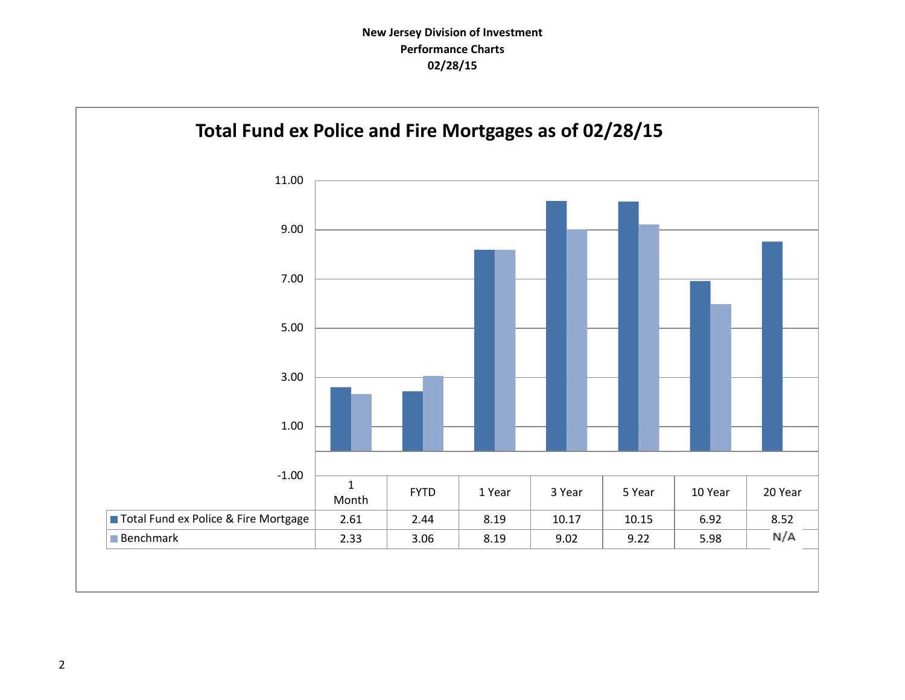**New Jersey Division of Investment**
**Performance Charts**
**02/28/15**

## Total Fund ex Police and Fire Mortgages as of 02/28/15

| | 1 Month | FYTD | 1 Year | 3 Year | 5 Year | 10 Year | 20 Year |
|---|---|---|---|---|---|---|---|
| Total Fund ex Police & Fire Mortgage | 2.61 | 2.44 | 8.19 | 10.17 | 10.15 | 6.92 | 8.52 |
| Benchmark | 2.33 | 3.06 | 8.19 | 9.02 | 9.22 | 5.98 | N/A |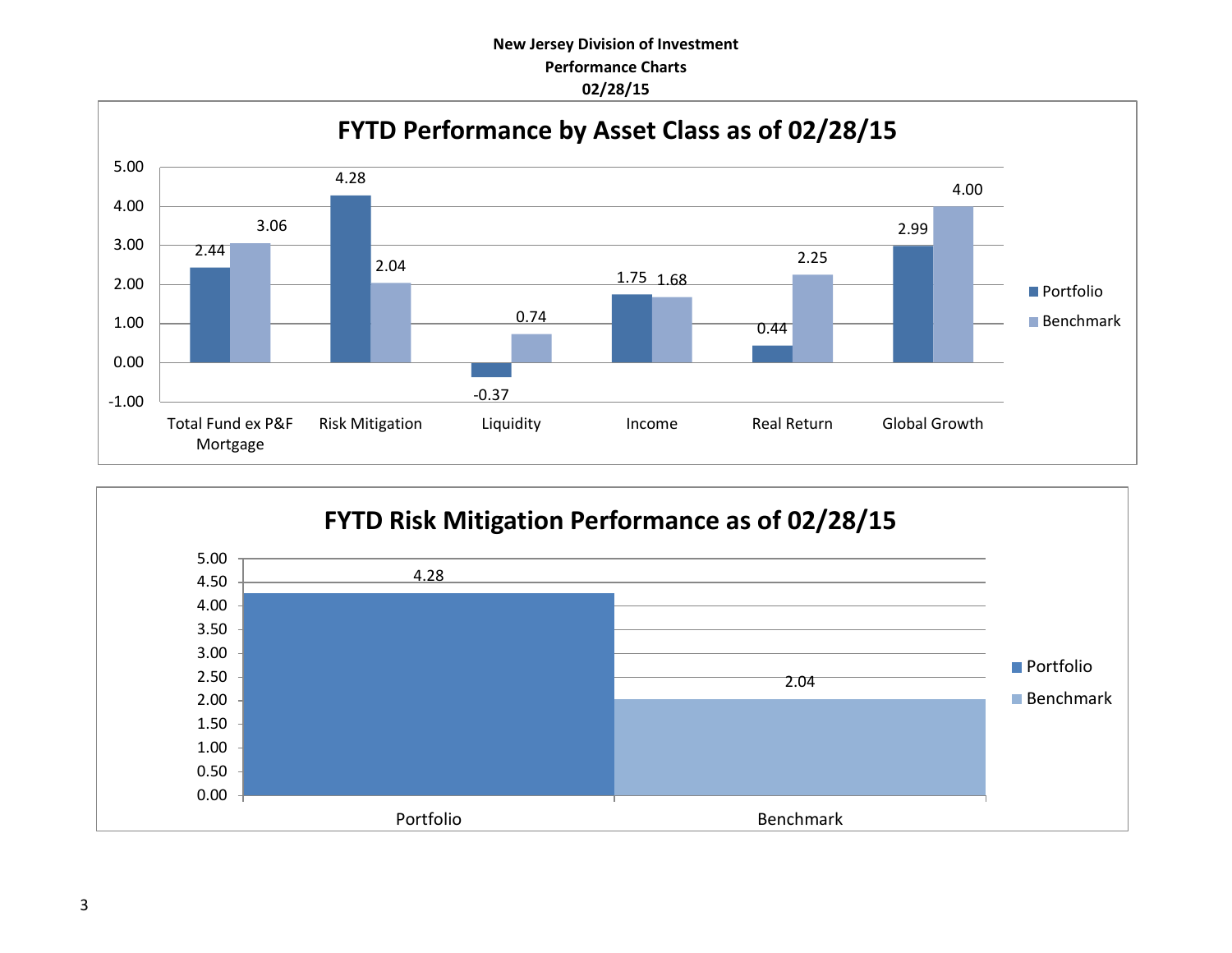**New Jersey Division of Investment**
**Performance Charts**
**02/28/15**

## FYTD Performance by Asset Class as of 02/28/15

| Asset Class | Portfolio | Benchmark |
|---|---|---|
| Total Fund ex P&F Mortgage | 2.44 | 3.06 |
| Risk Mitigation | 4.28 | 2.04 |
| Liquidity | -0.37 | 0.74 |
| Income | 1.75 | 1.68 |
| Real Return | 0.44 | 2.25 |
| Global Growth | 2.99 | 4.00 |

## FYTD Risk Mitigation Performance as of 02/28/15

| | Value |
|---|---|
| Portfolio | 4.28 |
| Benchmark | 2.04 |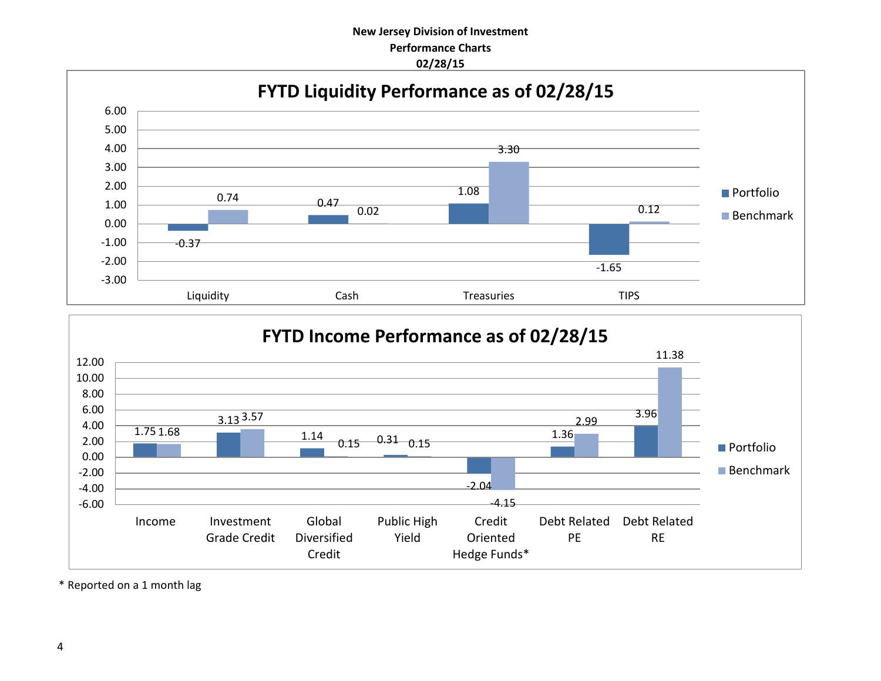**New Jersey Division of Investment**
**Performance Charts**
**02/28/15**

## FYTD Liquidity Performance as of 02/28/15

| | Portfolio | Benchmark |
|---|---|---|
| Liquidity | -0.37 | 0.74 |
| Cash | 0.47 | 0.02 |
| Treasuries | 1.08 | 3.30 |
| TIPS | -1.65 | 0.12 |

## FYTD Income Performance as of 02/28/15

| | Portfolio | Benchmark |
|---|---|---|
| Income | 1.75 | 1.68 |
| Investment Grade Credit | 3.13 | 3.57 |
| Global Diversified Credit | 1.14 | 0.15 |
| Public High Yield | 0.31 | 0.15 |
| Credit Oriented Hedge Funds* | -2.04 | -4.15 |
| Debt Related PE | 1.36 | 2.99 |
| Debt Related RE | 3.96 | 11.38 |

\* Reported on a 1 month lag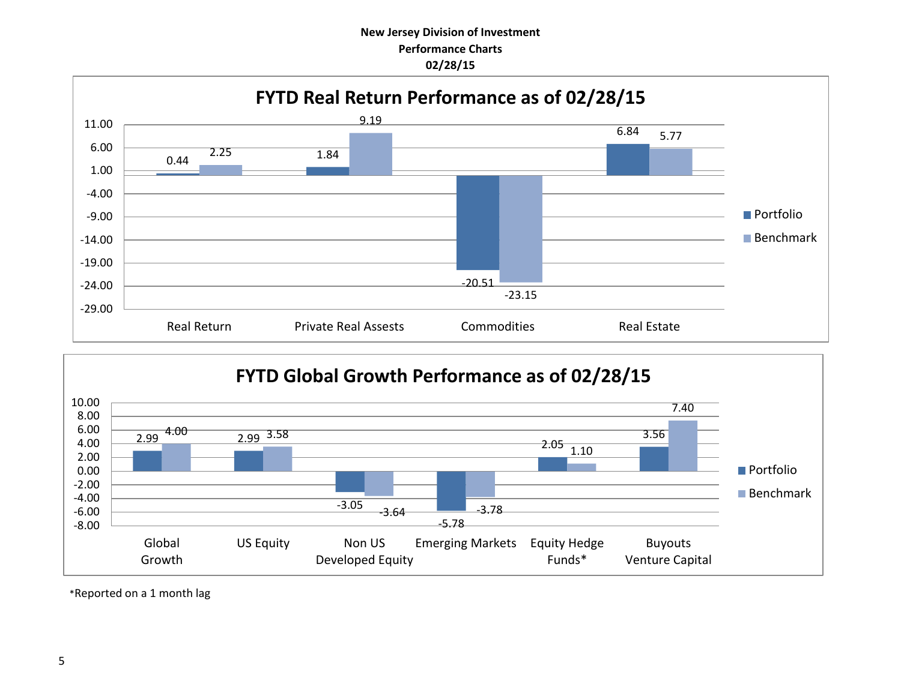**New Jersey Division of Investment**
**Performance Charts**
**02/28/15**

## FYTD Real Return Performance as of 02/28/15

| | Portfolio | Benchmark |
|---|---|---|
| Real Return | 0.44 | 2.25 |
| Private Real Assests | 1.84 | 9.19 |
| Commodities | -20.51 | -23.15 |
| Real Estate | 6.84 | 5.77 |

## FYTD Global Growth Performance as of 02/28/15

| | Portfolio | Benchmark |
|---|---|---|
| Global Growth | 2.99 | 4.00 |
| US Equity | 2.99 | 3.58 |
| Non US Developed Equity | -3.05 | -3.64 |
| Emerging Markets | -5.78 | -3.78 |
| Equity Hedge Funds* | 2.05 | 1.10 |
| Buyouts Venture Capital | 3.56 | 7.40 |

*Reported on a 1 month lag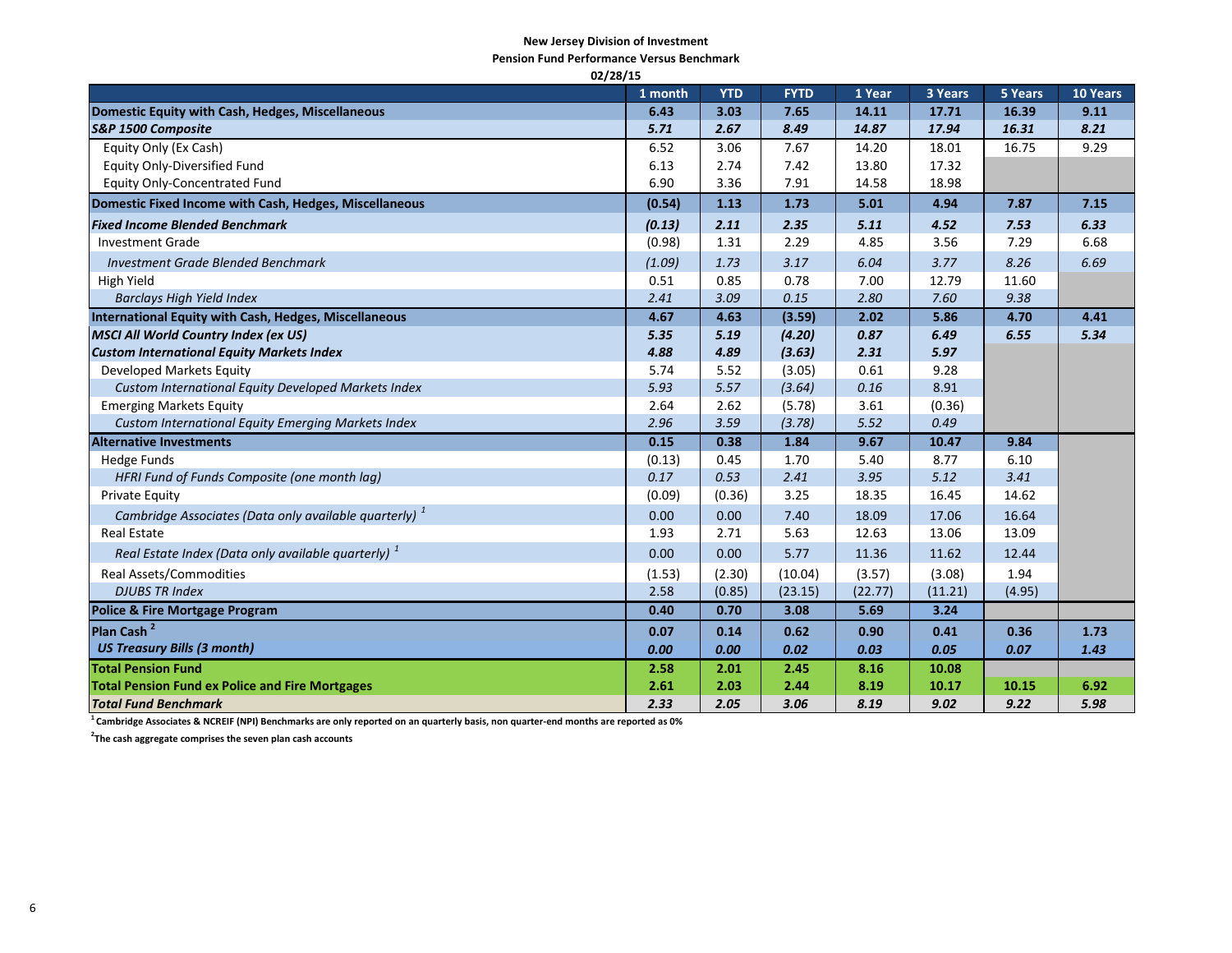**New Jersey Division of Investment**

**Pension Fund Performance Versus Benchmark**

**02/28/15**

| | 1 month | YTD | FYTD | 1 Year | 3 Years | 5 Years | 10 Years |
|---|---|---|---|---|---|---|---|
| **Domestic Equity with Cash, Hedges, Miscellaneous** | **6.43** | **3.03** | **7.65** | **14.11** | **17.71** | **16.39** | **9.11** |
| ***S&P 1500 Composite*** | ***5.71*** | ***2.67*** | ***8.49*** | ***14.87*** | ***17.94*** | ***16.31*** | ***8.21*** |
| Equity Only (Ex Cash) | 6.52 | 3.06 | 7.67 | 14.20 | 18.01 | 16.75 | 9.29 |
| Equity Only-Diversified Fund | 6.13 | 2.74 | 7.42 | 13.80 | 17.32 | | |
| Equity Only-Concentrated Fund | 6.90 | 3.36 | 7.91 | 14.58 | 18.98 | | |
| **Domestic Fixed Income with Cash, Hedges, Miscellaneous** | **(0.54)** | **1.13** | **1.73** | **5.01** | **4.94** | **7.87** | **7.15** |
| ***Fixed Income Blended Benchmark*** | ***(0.13)*** | ***2.11*** | ***2.35*** | ***5.11*** | ***4.52*** | ***7.53*** | ***6.33*** |
| Investment Grade | (0.98) | 1.31 | 2.29 | 4.85 | 3.56 | 7.29 | 6.68 |
| *Investment Grade Blended Benchmark* | *(1.09)* | *1.73* | *3.17* | *6.04* | *3.77* | *8.26* | *6.69* |
| High Yield | 0.51 | 0.85 | 0.78 | 7.00 | 12.79 | 11.60 | |
| *Barclays High Yield Index* | *2.41* | *3.09* | *0.15* | *2.80* | *7.60* | *9.38* | |
| **International Equity with Cash, Hedges, Miscellaneous** | **4.67** | **4.63** | **(3.59)** | **2.02** | **5.86** | **4.70** | **4.41** |
| ***MSCI All World Country Index (ex US)*** | ***5.35*** | ***5.19*** | ***(4.20)*** | ***0.87*** | ***6.49*** | ***6.55*** | ***5.34*** |
| ***Custom International Equity Markets Index*** | ***4.88*** | ***4.89*** | ***(3.63)*** | ***2.31*** | ***5.97*** | | |
| Developed Markets Equity | 5.74 | 5.52 | (3.05) | 0.61 | 9.28 | | |
| *Custom International Equity Developed Markets Index* | *5.93* | *5.57* | *(3.64)* | *0.16* | 8.91 | | |
| Emerging Markets Equity | 2.64 | 2.62 | (5.78) | 3.61 | (0.36) | | |
| *Custom International Equity Emerging Markets Index* | *2.96* | *3.59* | *(3.78)* | *5.52* | *0.49* | | |
| **Alternative Investments** | **0.15** | **0.38** | **1.84** | **9.67** | **10.47** | **9.84** | |
| Hedge Funds | (0.13) | 0.45 | 1.70 | 5.40 | 8.77 | 6.10 | |
| *HFRI Fund of Funds Composite (one month lag)* | *0.17* | *0.53* | *2.41* | *3.95* | *5.12* | *3.41* | |
| Private Equity | (0.09) | (0.36) | 3.25 | 18.35 | 16.45 | 14.62 | |
| *Cambridge Associates (Data only available quarterly)* [1] | 0.00 | 0.00 | 7.40 | 18.09 | 17.06 | 16.64 | |
| Real Estate | 1.93 | 2.71 | 5.63 | 12.63 | 13.06 | 13.09 | |
| *Real Estate Index (Data only available quarterly)* [1] | 0.00 | 0.00 | 5.77 | 11.36 | 11.62 | 12.44 | |
| Real Assets/Commodities | (1.53) | (2.30) | (10.04) | (3.57) | (3.08) | 1.94 | |
| *DJUBS TR Index* | 2.58 | (0.85) | (23.15) | (22.77) | (11.21) | (4.95) | |
| **Police & Fire Mortgage Program** | **0.40** | **0.70** | **3.08** | **5.69** | **3.24** | | |
| **Plan Cash** [2] | **0.07** | **0.14** | **0.62** | **0.90** | **0.41** | **0.36** | **1.73** |
| ***US Treasury Bills (3 month)*** | ***0.00*** | ***0.00*** | ***0.02*** | ***0.03*** | ***0.05*** | ***0.07*** | ***1.43*** |
| **Total Pension Fund** | **2.58** | **2.01** | **2.45** | **8.16** | **10.08** | | |
| **Total Pension Fund ex Police and Fire Mortgages** | **2.61** | **2.03** | **2.44** | **8.19** | **10.17** | **10.15** | **6.92** |
| ***Total Fund Benchmark*** | ***2.33*** | ***2.05*** | ***3.06*** | ***8.19*** | ***9.02*** | ***9.22*** | ***5.98*** |

[1] **Cambridge Associates & NCREIF (NPI) Benchmarks are only reported on an quarterly basis, non quarter-end months are reported as 0%**

[2] **The cash aggregate comprises the seven plan cash accounts**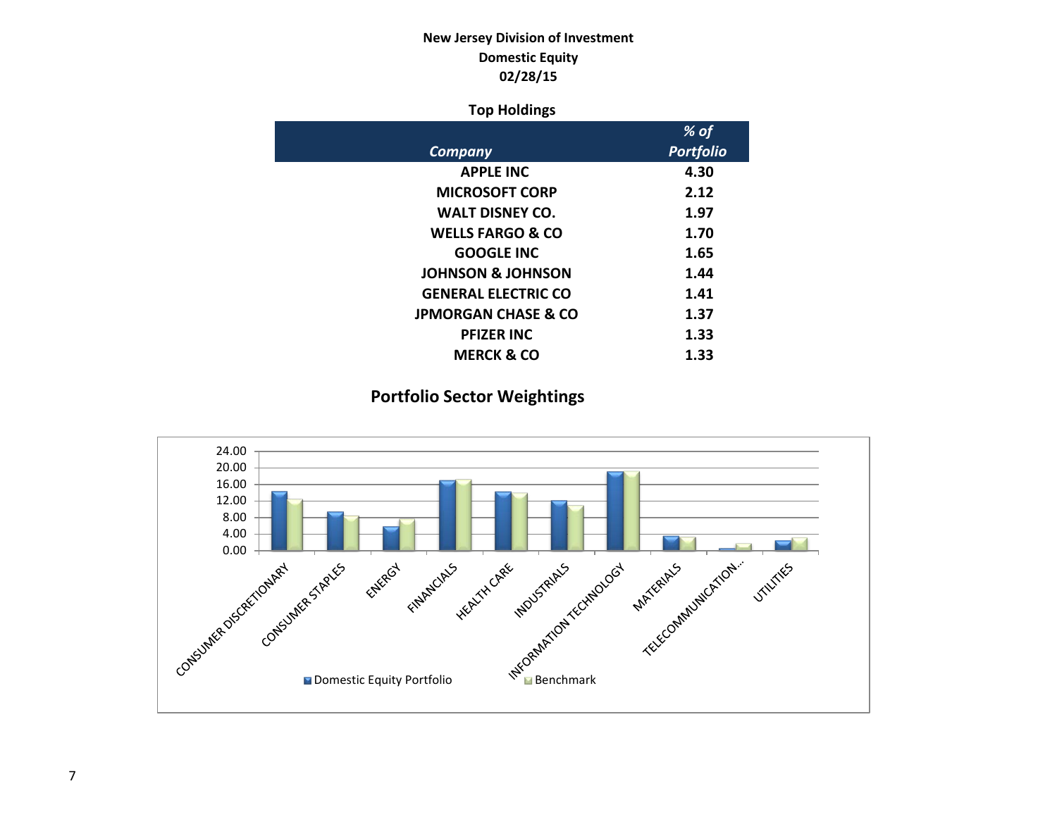**New Jersey Division of Investment**
**Domestic Equity**
**02/28/15**

## Top Holdings

| *Company* | *% of Portfolio* |
|---|---|
| APPLE INC | 4.30 |
| MICROSOFT CORP | 2.12 |
| WALT DISNEY CO. | 1.97 |
| WELLS FARGO & CO | 1.70 |
| GOOGLE INC | 1.65 |
| JOHNSON & JOHNSON | 1.44 |
| GENERAL ELECTRIC CO | 1.41 |
| JPMORGAN CHASE & CO | 1.37 |
| PFIZER INC | 1.33 |
| MERCK & CO | 1.33 |

## Portfolio Sector Weightings

Y-axis: 0.00, 4.00, 8.00, 12.00, 16.00, 20.00, 24.00

Sectors: CONSUMER DISCRETIONARY, CONSUMER STAPLES, ENERGY, FINANCIALS, HEALTH CARE, INDUSTRIALS, INFORMATION TECHNOLOGY, MATERIALS, TELECOMMUNICATION..., UTILITIES

Legend: Domestic Equity Portfolio, Benchmark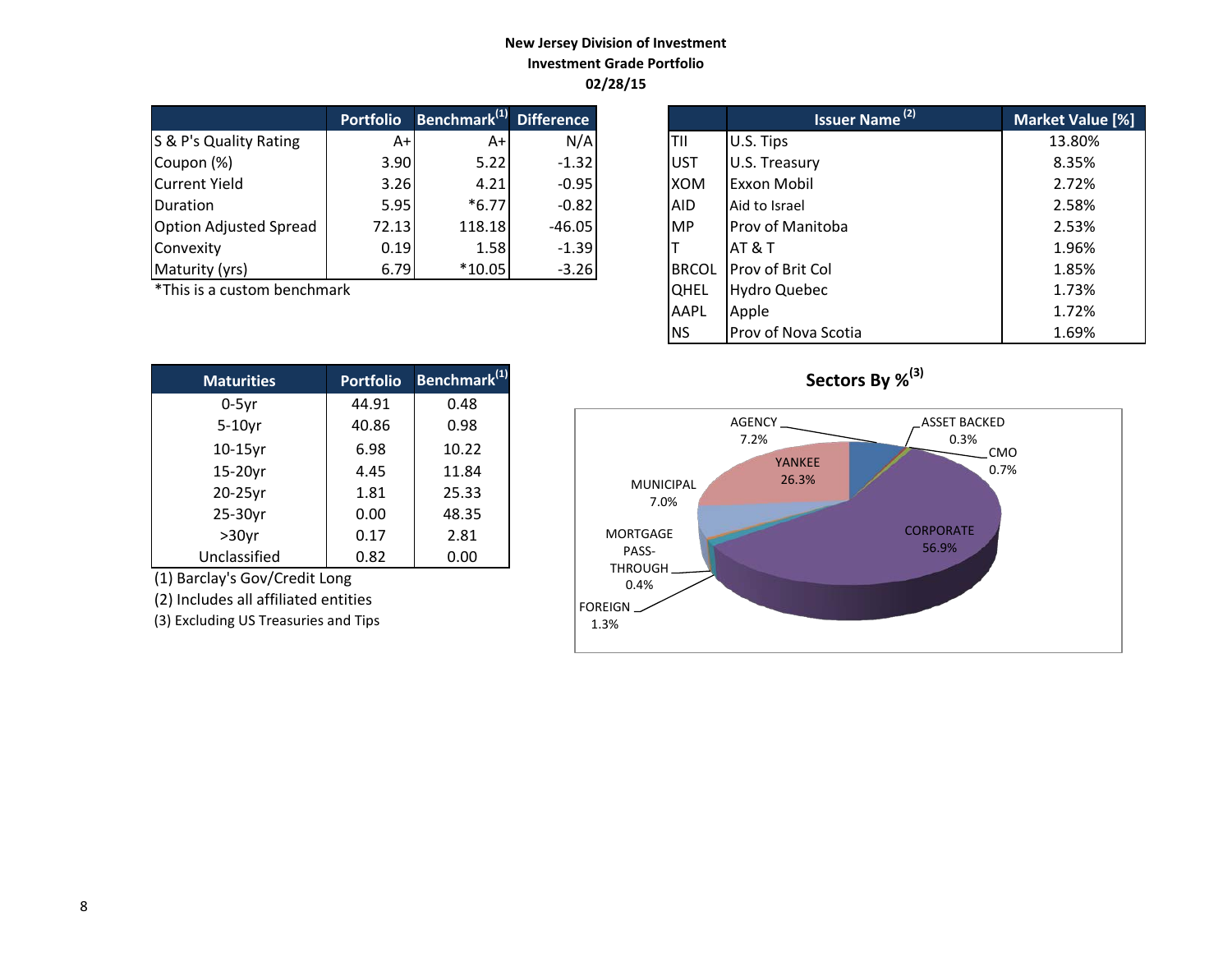**New Jersey Division of Investment**
**Investment Grade Portfolio**
**02/28/15**

| | Portfolio | Benchmark[1] | Difference |
|---|---|---|---|
| S & P's Quality Rating | A+ | A+ | N/A |
| Coupon (%) | 3.90 | 5.22 | -1.32 |
| Current Yield | 3.26 | 4.21 | -0.95 |
| Duration | 5.95 | *6.77 | -0.82 |
| Option Adjusted Spread | 72.13 | 118.18 | -46.05 |
| Convexity | 0.19 | 1.58 | -1.39 |
| Maturity (yrs) | 6.79 | *10.05 | -3.26 |

*This is a custom benchmark

| | Issuer Name [2] | Market Value [%] |
|---|---|---|
| TII | U.S. Tips | 13.80% |
| UST | U.S. Treasury | 8.35% |
| XOM | Exxon Mobil | 2.72% |
| AID | Aid to Israel | 2.58% |
| MP | Prov of Manitoba | 2.53% |
| T | AT & T | 1.96% |
| BRCOL | Prov of Brit Col | 1.85% |
| QHEL | Hydro Quebec | 1.73% |
| AAPL | Apple | 1.72% |
| NS | Prov of Nova Scotia | 1.69% |

| Maturities | Portfolio | Benchmark[1] |
|---|---|---|
| 0-5yr | 44.91 | 0.48 |
| 5-10yr | 40.86 | 0.98 |
| 10-15yr | 6.98 | 10.22 |
| 15-20yr | 4.45 | 11.84 |
| 20-25yr | 1.81 | 25.33 |
| 25-30yr | 0.00 | 48.35 |
| >30yr | 0.17 | 2.81 |
| Unclassified | 0.82 | 0.00 |

(1) Barclay's Gov/Credit Long
(2) Includes all affiliated entities
(3) Excluding US Treasuries and Tips

**Sectors By %[3]**

| Sector | % |
|---|---|
| Corporate | 56.9% |
| Yankee | 26.3% |
| Agency | 7.2% |
| Municipal | 7.0% |
| Foreign | 1.3% |
| CMO | 0.7% |
| Mortgage Pass-Through | 0.4% |
| Asset Backed | 0.3% |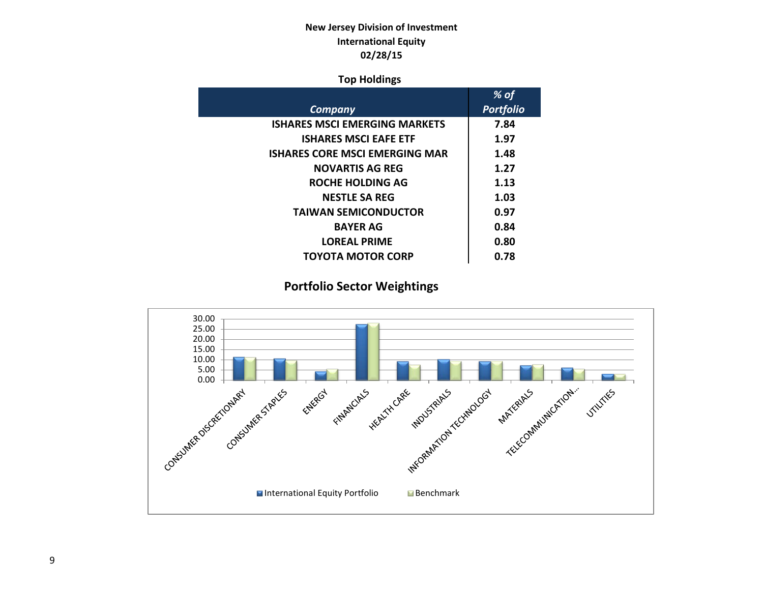**New Jersey Division of Investment**
**International Equity**
**02/28/15**

### Top Holdings

| *Company* | *% of Portfolio* |
|---|---|
| ISHARES MSCI EMERGING MARKETS | 7.84 |
| ISHARES MSCI EAFE ETF | 1.97 |
| ISHARES CORE MSCI EMERGING MAR | 1.48 |
| NOVARTIS AG REG | 1.27 |
| ROCHE HOLDING AG | 1.13 |
| NESTLE SA REG | 1.03 |
| TAIWAN SEMICONDUCTOR | 0.97 |
| BAYER AG | 0.84 |
| LOREAL PRIME | 0.80 |
| TOYOTA MOTOR CORP | 0.78 |

### Portfolio Sector Weightings

Sectors: CONSUMER DISCRETIONARY, CONSUMER STAPLES, ENERGY, FINANCIALS, HEALTH CARE, INDUSTRIALS, INFORMATION TECHNOLOGY, MATERIALS, TELECOMMUNICATION..., UTILITIES

Y-axis: 0.00, 5.00, 10.00, 15.00, 20.00, 25.00, 30.00

Legend: International Equity Portfolio; Benchmark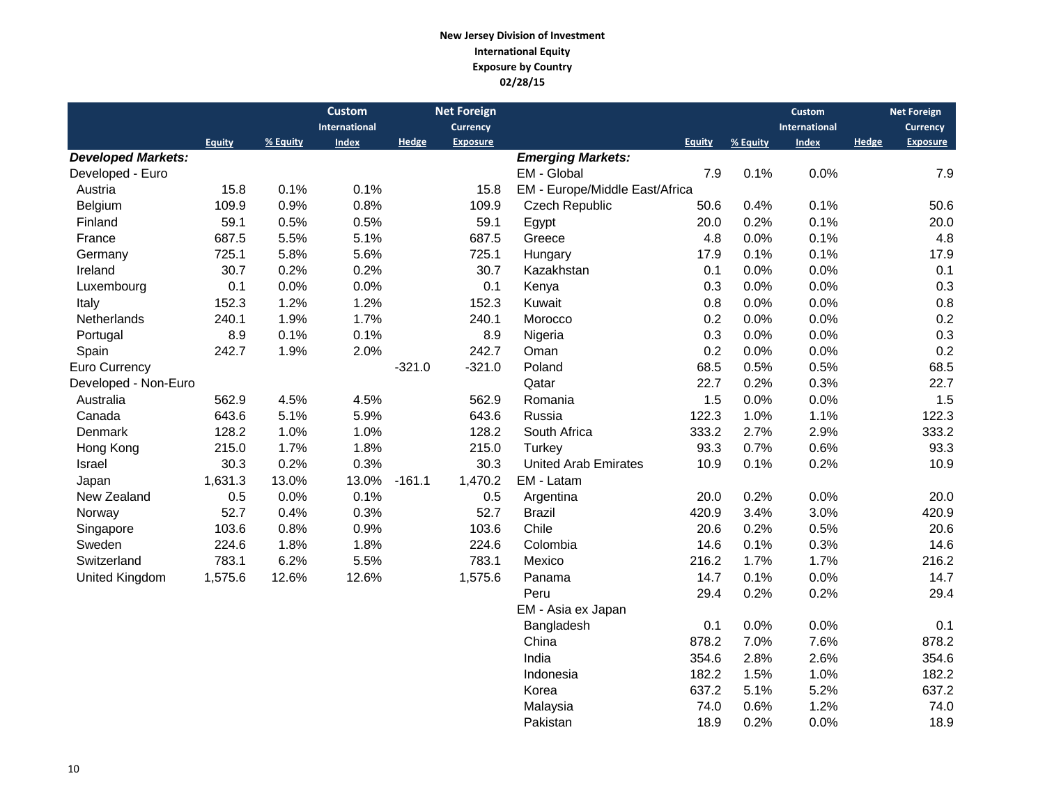**New Jersey Division of Investment**
**International Equity**
**Exposure by Country**
**02/28/15**

| | Equity | % Equity | Custom International Index | Hedge | Net Foreign Currency Exposure |
|---|---|---|---|---|---|
| ***Developed Markets:*** | | | | | |
| Developed - Euro | | | | | |
| Austria | 15.8 | 0.1% | 0.1% | | 15.8 |
| Belgium | 109.9 | 0.9% | 0.8% | | 109.9 |
| Finland | 59.1 | 0.5% | 0.5% | | 59.1 |
| France | 687.5 | 5.5% | 5.1% | | 687.5 |
| Germany | 725.1 | 5.8% | 5.6% | | 725.1 |
| Ireland | 30.7 | 0.2% | 0.2% | | 30.7 |
| Luxembourg | 0.1 | 0.0% | 0.0% | | 0.1 |
| Italy | 152.3 | 1.2% | 1.2% | | 152.3 |
| Netherlands | 240.1 | 1.9% | 1.7% | | 240.1 |
| Portugal | 8.9 | 0.1% | 0.1% | | 8.9 |
| Spain | 242.7 | 1.9% | 2.0% | | 242.7 |
| Euro Currency | | | | -321.0 | -321.0 |
| Developed - Non-Euro | | | | | |
| Australia | 562.9 | 4.5% | 4.5% | | 562.9 |
| Canada | 643.6 | 5.1% | 5.9% | | 643.6 |
| Denmark | 128.2 | 1.0% | 1.0% | | 128.2 |
| Hong Kong | 215.0 | 1.7% | 1.8% | | 215.0 |
| Israel | 30.3 | 0.2% | 0.3% | | 30.3 |
| Japan | 1,631.3 | 13.0% | 13.0% | -161.1 | 1,470.2 |
| New Zealand | 0.5 | 0.0% | 0.1% | | 0.5 |
| Norway | 52.7 | 0.4% | 0.3% | | 52.7 |
| Singapore | 103.6 | 0.8% | 0.9% | | 103.6 |
| Sweden | 224.6 | 1.8% | 1.8% | | 224.6 |
| Switzerland | 783.1 | 6.2% | 5.5% | | 783.1 |
| United Kingdom | 1,575.6 | 12.6% | 12.6% | | 1,575.6 |

| | Equity | % Equity | Custom International Index | Hedge | Net Foreign Currency Exposure |
|---|---|---|---|---|---|
| ***Emerging Markets:*** | | | | | |
| EM - Global | 7.9 | 0.1% | 0.0% | | 7.9 |
| EM - Europe/Middle East/Africa | | | | | |
| Czech Republic | 50.6 | 0.4% | 0.1% | | 50.6 |
| Egypt | 20.0 | 0.2% | 0.1% | | 20.0 |
| Greece | 4.8 | 0.0% | 0.1% | | 4.8 |
| Hungary | 17.9 | 0.1% | 0.1% | | 17.9 |
| Kazakhstan | 0.1 | 0.0% | 0.0% | | 0.1 |
| Kenya | 0.3 | 0.0% | 0.0% | | 0.3 |
| Kuwait | 0.8 | 0.0% | 0.0% | | 0.8 |
| Morocco | 0.2 | 0.0% | 0.0% | | 0.2 |
| Nigeria | 0.3 | 0.0% | 0.0% | | 0.3 |
| Oman | 0.2 | 0.0% | 0.0% | | 0.2 |
| Poland | 68.5 | 0.5% | 0.5% | | 68.5 |
| Qatar | 22.7 | 0.2% | 0.3% | | 22.7 |
| Romania | 1.5 | 0.0% | 0.0% | | 1.5 |
| Russia | 122.3 | 1.0% | 1.1% | | 122.3 |
| South Africa | 333.2 | 2.7% | 2.9% | | 333.2 |
| Turkey | 93.3 | 0.7% | 0.6% | | 93.3 |
| United Arab Emirates | 10.9 | 0.1% | 0.2% | | 10.9 |
| EM - Latam | | | | | |
| Argentina | 20.0 | 0.2% | 0.0% | | 20.0 |
| Brazil | 420.9 | 3.4% | 3.0% | | 420.9 |
| Chile | 20.6 | 0.2% | 0.5% | | 20.6 |
| Colombia | 14.6 | 0.1% | 0.3% | | 14.6 |
| Mexico | 216.2 | 1.7% | 1.7% | | 216.2 |
| Panama | 14.7 | 0.1% | 0.0% | | 14.7 |
| Peru | 29.4 | 0.2% | 0.2% | | 29.4 |
| EM - Asia ex Japan | | | | | |
| Bangladesh | 0.1 | 0.0% | 0.0% | | 0.1 |
| China | 878.2 | 7.0% | 7.6% | | 878.2 |
| India | 354.6 | 2.8% | 2.6% | | 354.6 |
| Indonesia | 182.2 | 1.5% | 1.0% | | 182.2 |
| Korea | 637.2 | 5.1% | 5.2% | | 637.2 |
| Malaysia | 74.0 | 0.6% | 1.2% | | 74.0 |
| Pakistan | 18.9 | 0.2% | 0.0% | | 18.9 |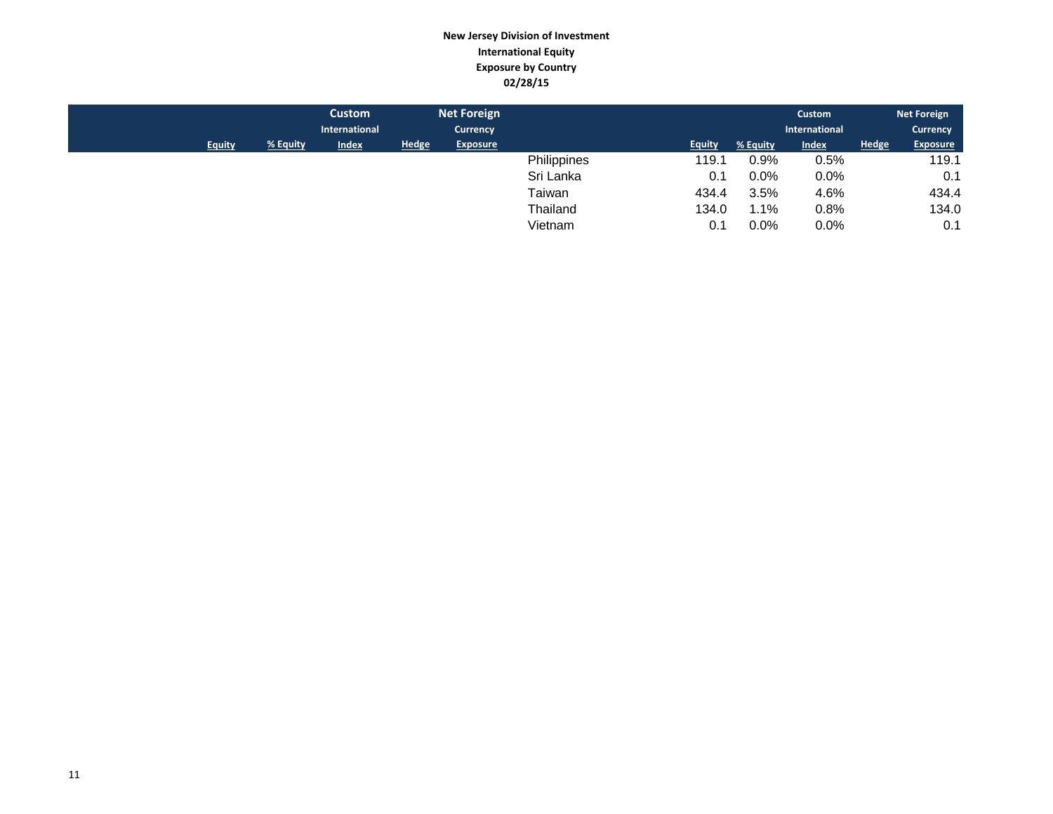**New Jersey Division of Investment**
**International Equity**
**Exposure by Country**
**02/28/15**

| | Equity | % Equity | Custom International Index | Hedge | Net Foreign Currency Exposure |
|---|---|---|---|---|---|
| Philippines | 119.1 | 0.9% | 0.5% | | 119.1 |
| Sri Lanka | 0.1 | 0.0% | 0.0% | | 0.1 |
| Taiwan | 434.4 | 3.5% | 4.6% | | 434.4 |
| Thailand | 134.0 | 1.1% | 0.8% | | 134.0 |
| Vietnam | 0.1 | 0.0% | 0.0% | | 0.1 |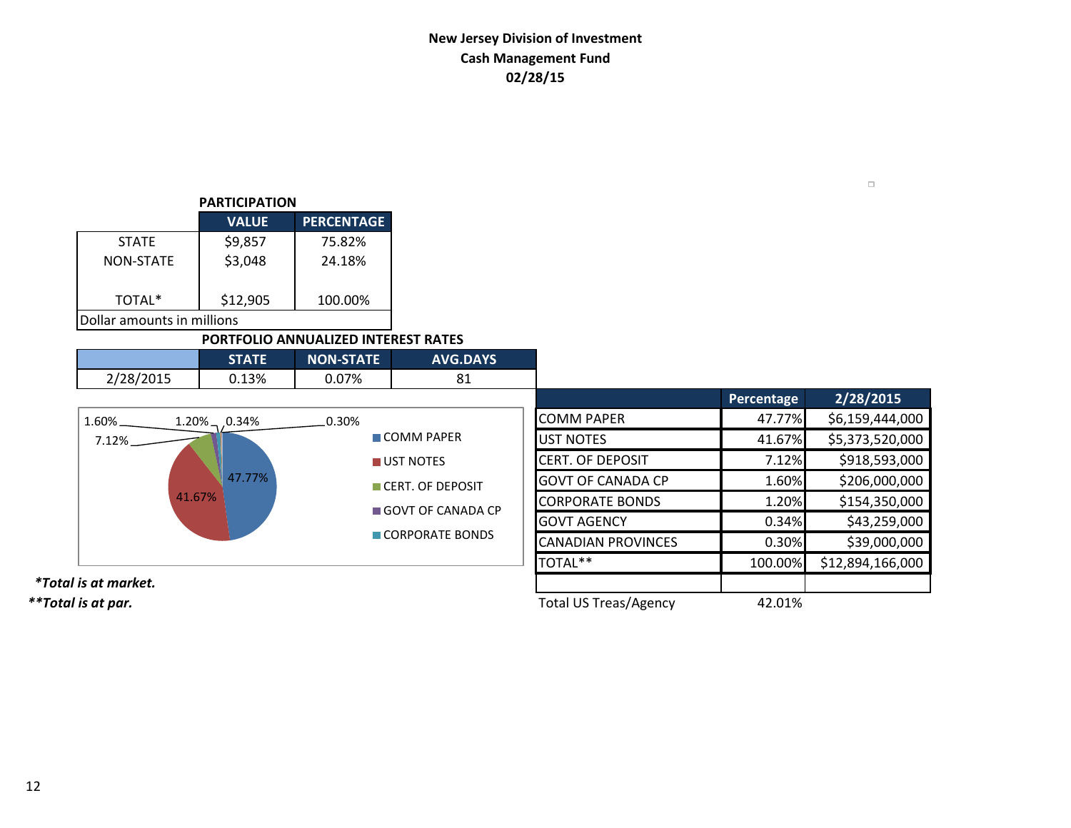# New Jersey Division of Investment
## Cash Management Fund
### 02/28/15

**PARTICIPATION**

| | VALUE | PERCENTAGE |
|---|---|---|
| STATE | $9,857 | 75.82% |
| NON-STATE | $3,048 | 24.18% |
| TOTAL* | $12,905 | 100.00% |

Dollar amounts in millions

**PORTFOLIO ANNUALIZED INTEREST RATES**

| | STATE | NON-STATE | AVG.DAYS |
|---|---|---|---|
| 2/28/2015 | 0.13% | 0.07% | 81 |

| | Percentage | 2/28/2015 |
|---|---|---|
| COMM PAPER | 47.77% | $6,159,444,000 |
| UST NOTES | 41.67% | $5,373,520,000 |
| CERT. OF DEPOSIT | 7.12% | $918,593,000 |
| GOVT OF CANADA CP | 1.60% | $206,000,000 |
| CORPORATE BONDS | 1.20% | $154,350,000 |
| GOVT AGENCY | 0.34% | $43,259,000 |
| CANADIAN PROVINCES | 0.30% | $39,000,000 |
| TOTAL** | 100.00% | $12,894,166,000 |
| | | |
| Total US Treas/Agency | 42.01% | |

*Total is at market.*

*\*\*Total is at par.*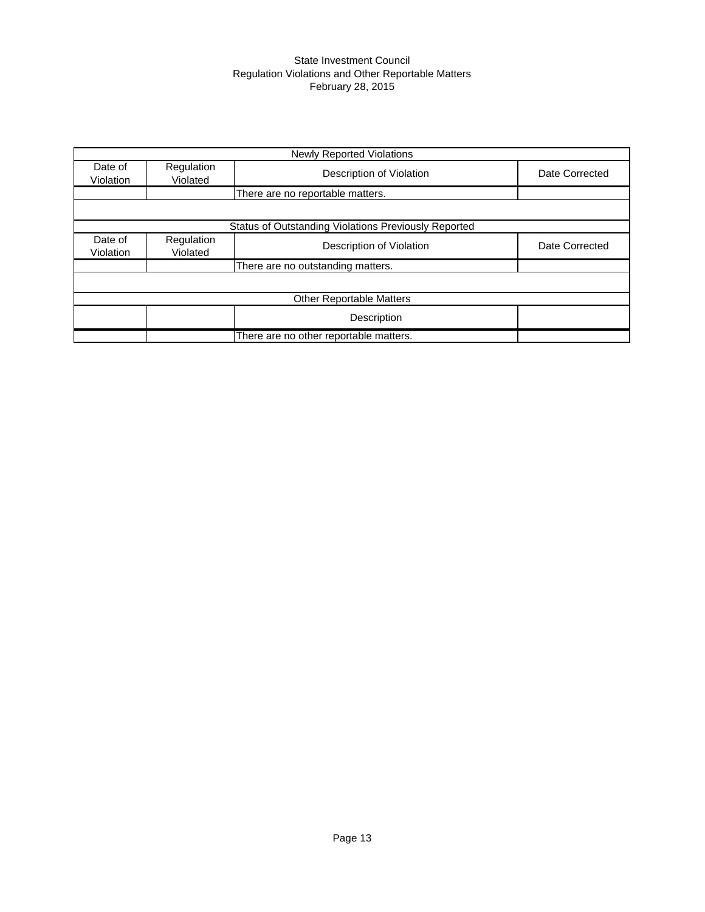State Investment Council
Regulation Violations and Other Reportable Matters
February 28, 2015

| Newly Reported Violations | | | |
|---|---|---|---|
| Date of Violation | Regulation Violated | Description of Violation | Date Corrected |
| | | There are no reportable matters. | |
| | | | |
| Status of Outstanding Violations Previously Reported | | | |
| Date of Violation | Regulation Violated | Description of Violation | Date Corrected |
| | | There are no outstanding matters. | |
| | | | |
| Other Reportable Matters | | | |
| | | Description | |
| | | There are no other reportable matters. | |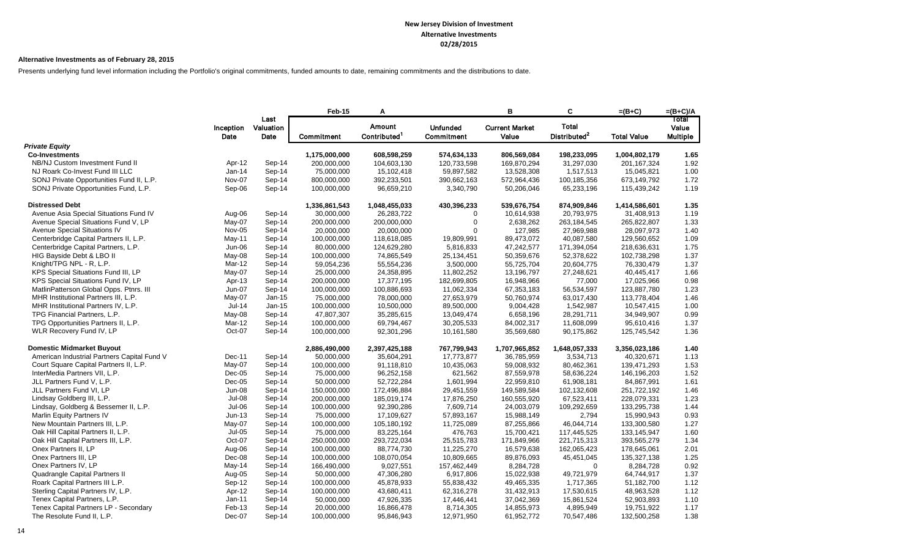**New Jersey Division of Investment**
**Alternative Investments**
**02/28/2015**

**Alternative Investments as of February 28, 2015**

Presents underlying fund level information including the Portfolio's original commitments, funded amounts to date, remaining commitments and the distributions to date.

| | Inception Date | Last Valuation Date | Feb-15 Commitment | A Amount Contributed[1] | Unfunded Commitment | B Current Market Value | C Total Distributed[2] | =(B+C) Total Value | =(B+C)/A Total Value Multiple |
|---|---|---|---|---|---|---|---|---|---|
| ***Private Equity*** | | | | | | | | | |
| **Co-Investments** | | | **1,175,000,000** | **608,598,259** | **574,634,133** | **806,569,084** | **198,233,095** | **1,004,802,179** | **1.65** |
| NB/NJ Custom Investment Fund II | Apr-12 | Sep-14 | 200,000,000 | 104,603,130 | 120,733,598 | 169,870,294 | 31,297,030 | 201,167,324 | 1.92 |
| NJ Roark Co-Invest Fund III LLC | Jan-14 | Sep-14 | 75,000,000 | 15,102,418 | 59,897,582 | 13,528,308 | 1,517,513 | 15,045,821 | 1.00 |
| SONJ Private Opportunities Fund II, L.P. | Nov-07 | Sep-14 | 800,000,000 | 392,233,501 | 390,662,163 | 572,964,436 | 100,185,356 | 673,149,792 | 1.72 |
| SONJ Private Opportunities Fund, L.P. | Sep-06 | Sep-14 | 100,000,000 | 96,659,210 | 3,340,790 | 50,206,046 | 65,233,196 | 115,439,242 | 1.19 |
| **Distressed Debt** | | | **1,336,861,543** | **1,048,455,033** | **430,396,233** | **539,676,754** | **874,909,846** | **1,414,586,601** | **1.35** |
| Avenue Asia Special Situations Fund IV | Aug-06 | Sep-14 | 30,000,000 | 26,283,722 | 0 | 10,614,938 | 20,793,975 | 31,408,913 | 1.19 |
| Avenue Special Situations Fund V, LP | May-07 | Sep-14 | 200,000,000 | 200,000,000 | 0 | 2,638,262 | 263,184,545 | 265,822,807 | 1.33 |
| Avenue Special Situations IV | Nov-05 | Sep-14 | 20,000,000 | 20,000,000 | 0 | 127,985 | 27,969,988 | 28,097,973 | 1.40 |
| Centerbridge Capital Partners II, L.P. | May-11 | Sep-14 | 100,000,000 | 118,618,085 | 19,809,991 | 89,473,072 | 40,087,580 | 129,560,652 | 1.09 |
| Centerbridge Capital Partners, L.P. | Jun-06 | Sep-14 | 80,000,000 | 124,629,280 | 5,816,833 | 47,242,577 | 171,394,054 | 218,636,631 | 1.75 |
| HIG Bayside Debt & LBO II | May-08 | Sep-14 | 100,000,000 | 74,865,549 | 25,134,451 | 50,359,676 | 52,378,622 | 102,738,298 | 1.37 |
| Knight/TPG NPL - R, L.P. | Mar-12 | Sep-14 | 59,054,236 | 55,554,236 | 3,500,000 | 55,725,704 | 20,604,775 | 76,330,479 | 1.37 |
| KPS Special Situations Fund III, LP | May-07 | Sep-14 | 25,000,000 | 24,358,895 | 11,802,252 | 13,196,797 | 27,248,621 | 40,445,417 | 1.66 |
| KPS Special Situations Fund IV, LP | Apr-13 | Sep-14 | 200,000,000 | 17,377,195 | 182,699,805 | 16,948,966 | 77,000 | 17,025,966 | 0.98 |
| MatlinPatterson Global Opps. Ptnrs. III | Jun-07 | Sep-14 | 100,000,000 | 100,886,693 | 11,062,334 | 67,353,183 | 56,534,597 | 123,887,780 | 1.23 |
| MHR Institutional Partners III, L.P. | May-07 | Jan-15 | 75,000,000 | 78,000,000 | 27,653,979 | 50,760,974 | 63,017,430 | 113,778,404 | 1.46 |
| MHR Institutional Partners IV, L.P. | Jul-14 | Jan-15 | 100,000,000 | 10,500,000 | 89,500,000 | 9,004,428 | 1,542,987 | 10,547,415 | 1.00 |
| TPG Financial Partners, L.P. | May-08 | Sep-14 | 47,807,307 | 35,285,615 | 13,049,474 | 6,658,196 | 28,291,711 | 34,949,907 | 0.99 |
| TPG Opportunities Partners II, L.P. | Mar-12 | Sep-14 | 100,000,000 | 69,794,467 | 30,205,533 | 84,002,317 | 11,608,099 | 95,610,416 | 1.37 |
| WLR Recovery Fund IV, LP | Oct-07 | Sep-14 | 100,000,000 | 92,301,296 | 10,161,580 | 35,569,680 | 90,175,862 | 125,745,542 | 1.36 |
| **Domestic Midmarket Buyout** | | | **2,886,490,000** | **2,397,425,188** | **767,799,943** | **1,707,965,852** | **1,648,057,333** | **3,356,023,186** | **1.40** |
| American Industrial Partners Capital Fund V | Dec-11 | Sep-14 | 50,000,000 | 35,604,291 | 17,773,877 | 36,785,959 | 3,534,713 | 40,320,671 | 1.13 |
| Court Square Capital Partners II, L.P. | May-07 | Sep-14 | 100,000,000 | 91,118,810 | 10,435,063 | 59,008,932 | 80,462,361 | 139,471,293 | 1.53 |
| InterMedia Partners VII, L.P. | Dec-05 | Sep-14 | 75,000,000 | 96,252,158 | 621,562 | 87,559,978 | 58,636,224 | 146,196,203 | 1.52 |
| JLL Partners Fund V, L.P. | Dec-05 | Sep-14 | 50,000,000 | 52,722,284 | 1,601,994 | 22,959,810 | 61,908,181 | 84,867,991 | 1.61 |
| JLL Partners Fund VI, LP | Jun-08 | Sep-14 | 150,000,000 | 172,496,884 | 29,451,559 | 149,589,584 | 102,132,608 | 251,722,192 | 1.46 |
| Lindsay Goldberg III, L.P. | Jul-08 | Sep-14 | 200,000,000 | 185,019,174 | 17,876,250 | 160,555,920 | 67,523,411 | 228,079,331 | 1.23 |
| Lindsay, Goldberg & Bessemer II, L.P. | Jul-06 | Sep-14 | 100,000,000 | 92,390,286 | 7,609,714 | 24,003,079 | 109,292,659 | 133,295,738 | 1.44 |
| Marlin Equity Partners IV | Jun-13 | Sep-14 | 75,000,000 | 17,109,627 | 57,893,167 | 15,988,149 | 2,794 | 15,990,943 | 0.93 |
| New Mountain Partners III, L.P. | May-07 | Sep-14 | 100,000,000 | 105,180,192 | 11,725,089 | 87,255,866 | 46,044,714 | 133,300,580 | 1.27 |
| Oak Hill Capital Partners II, L.P. | Jul-05 | Sep-14 | 75,000,000 | 83,225,164 | 476,763 | 15,700,421 | 117,445,525 | 133,145,947 | 1.60 |
| Oak Hill Capital Partners III, L.P. | Oct-07 | Sep-14 | 250,000,000 | 293,722,034 | 25,515,783 | 171,849,966 | 221,715,313 | 393,565,279 | 1.34 |
| Onex Partners II, LP | Aug-06 | Sep-14 | 100,000,000 | 88,774,730 | 11,225,270 | 16,579,638 | 162,065,423 | 178,645,061 | 2.01 |
| Onex Partners III, LP | Dec-08 | Sep-14 | 100,000,000 | 108,070,054 | 10,809,665 | 89,876,093 | 45,451,045 | 135,327,138 | 1.25 |
| Onex Partners IV, LP | May-14 | Sep-14 | 166,490,000 | 9,027,551 | 157,462,449 | 8,284,728 | 0 | 8,284,728 | 0.92 |
| Quadrangle Capital Partners II | Aug-05 | Sep-14 | 50,000,000 | 47,306,280 | 6,917,806 | 15,022,938 | 49,721,979 | 64,744,917 | 1.37 |
| Roark Capital Partners III L.P. | Sep-12 | Sep-14 | 100,000,000 | 45,878,933 | 55,838,432 | 49,465,335 | 1,717,365 | 51,182,700 | 1.12 |
| Sterling Capital Partners IV, L.P. | Apr-12 | Sep-14 | 100,000,000 | 43,680,411 | 62,316,278 | 31,432,913 | 17,530,615 | 48,963,528 | 1.12 |
| Tenex Capital Partners, L.P. | Jan-11 | Sep-14 | 50,000,000 | 47,926,335 | 17,446,441 | 37,042,369 | 15,861,524 | 52,903,893 | 1.10 |
| Tenex Capital Partners LP - Secondary | Feb-13 | Sep-14 | 20,000,000 | 16,866,478 | 8,714,305 | 14,855,973 | 4,895,949 | 19,751,922 | 1.17 |
| The Resolute Fund II, L.P. | Dec-07 | Sep-14 | 100,000,000 | 95,846,943 | 12,971,950 | 61,952,772 | 70,547,486 | 132,500,258 | 1.38 |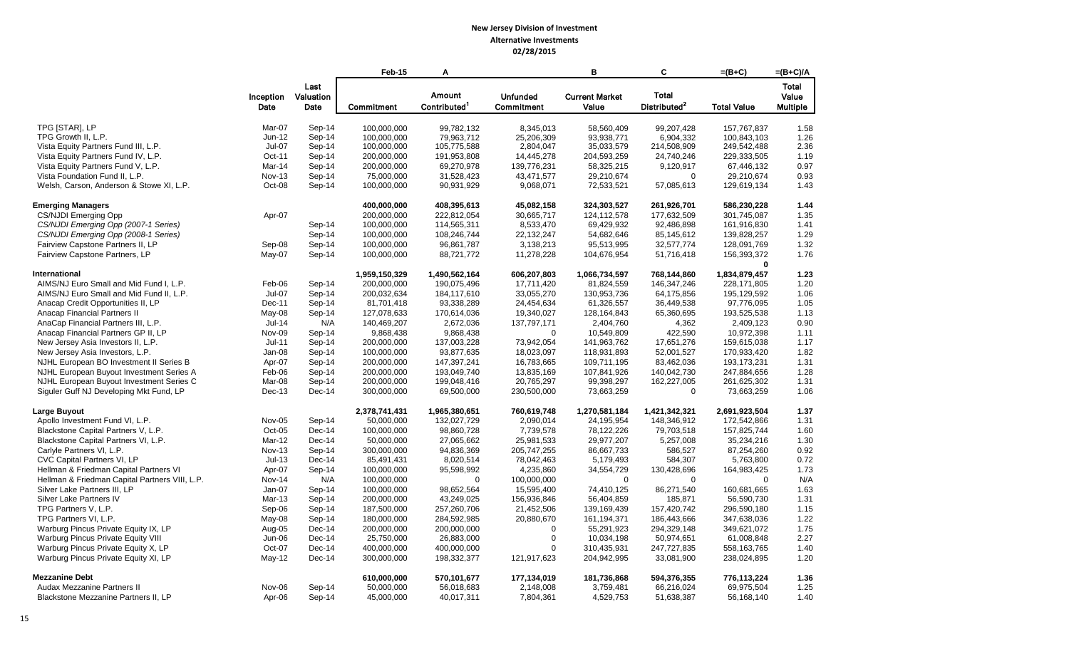**New Jersey Division of Investment**
**Alternative Investments**
**02/28/2015**

| | Inception Date | Last Valuation Date | Feb-15 Commitment | A Amount Contributed[1] | Unfunded Commitment | B Current Market Value | C Total Distributed[2] | =(B+C) Total Value | =(B+C)/A Total Value Multiple |
|---|---|---|---|---|---|---|---|---|---|
| TPG [STAR], LP | Mar-07 | Sep-14 | 100,000,000 | 99,782,132 | 8,345,013 | 58,560,409 | 99,207,428 | 157,767,837 | 1.58 |
| TPG Growth II, L.P. | Jun-12 | Sep-14 | 100,000,000 | 79,963,712 | 25,206,309 | 93,938,771 | 6,904,332 | 100,843,103 | 1.26 |
| Vista Equity Partners Fund III, L.P. | Jul-07 | Sep-14 | 100,000,000 | 105,775,588 | 2,804,047 | 35,033,579 | 214,508,909 | 249,542,488 | 2.36 |
| Vista Equity Partners Fund IV, L.P. | Oct-11 | Sep-14 | 200,000,000 | 191,953,808 | 14,445,278 | 204,593,259 | 24,740,246 | 229,333,505 | 1.19 |
| Vista Equity Partners Fund V, L.P. | Mar-14 | Sep-14 | 200,000,000 | 69,270,978 | 139,776,231 | 58,325,215 | 9,120,917 | 67,446,132 | 0.97 |
| Vista Foundation Fund II, L.P. | Nov-13 | Sep-14 | 75,000,000 | 31,528,423 | 43,471,577 | 29,210,674 | 0 | 29,210,674 | 0.93 |
| Welsh, Carson, Anderson & Stowe XI, L.P. | Oct-08 | Sep-14 | 100,000,000 | 90,931,929 | 9,068,071 | 72,533,521 | 57,085,613 | 129,619,134 | 1.43 |
| **Emerging Managers** | | | **400,000,000** | **408,395,613** | **45,082,158** | **324,303,527** | **261,926,701** | **586,230,228** | **1.44** |
| CS/NJDI Emerging Opp | Apr-07 | | 200,000,000 | 222,812,054 | 30,665,717 | 124,112,578 | 177,632,509 | 301,745,087 | 1.35 |
| *CS/NJDI Emerging Opp (2007-1 Series)* | | Sep-14 | 100,000,000 | 114,565,311 | 8,533,470 | 69,429,932 | 92,486,898 | 161,916,830 | 1.41 |
| *CS/NJDI Emerging Opp (2008-1 Series)* | | Sep-14 | 100,000,000 | 108,246,744 | 22,132,247 | 54,682,646 | 85,145,612 | 139,828,257 | 1.29 |
| Fairview Capstone Partners II, LP | Sep-08 | Sep-14 | 100,000,000 | 96,861,787 | 3,138,213 | 95,513,995 | 32,577,774 | 128,091,769 | 1.32 |
| Fairview Capstone Partners, LP | May-07 | Sep-14 | 100,000,000 | 88,721,772 | 11,278,228 | 104,676,954 | 51,716,418 | 156,393,372 | 1.76 |
| | | | | | | | | 0 | |
| **International** | | | **1,959,150,329** | **1,490,562,164** | **606,207,803** | **1,066,734,597** | **768,144,860** | **1,834,879,457** | **1.23** |
| AIMS/NJ Euro Small and Mid Fund I, L.P. | Feb-06 | Sep-14 | 200,000,000 | 190,075,496 | 17,711,420 | 81,824,559 | 146,347,246 | 228,171,805 | 1.20 |
| AIMS/NJ Euro Small and Mid Fund II, L.P. | Jul-07 | Sep-14 | 200,032,634 | 184,117,610 | 33,055,270 | 130,953,736 | 64,175,856 | 195,129,592 | 1.06 |
| Anacap Credit Opportunities II, LP | Dec-11 | Sep-14 | 81,701,418 | 93,338,289 | 24,454,634 | 61,326,557 | 36,449,538 | 97,776,095 | 1.05 |
| Anacap Financial Partners II | May-08 | Sep-14 | 127,078,633 | 170,614,036 | 19,340,027 | 128,164,843 | 65,360,695 | 193,525,538 | 1.13 |
| AnaCap Financial Partners III, L.P. | Jul-14 | N/A | 140,469,207 | 2,672,036 | 137,797,171 | 2,404,760 | 4,362 | 2,409,123 | 0.90 |
| Anacap Financial Partners GP II, LP | Nov-09 | Sep-14 | 9,868,438 | 9,868,438 | 0 | 10,549,809 | 422,590 | 10,972,398 | 1.11 |
| New Jersey Asia Investors II, L.P. | Jul-11 | Sep-14 | 200,000,000 | 137,003,228 | 73,942,054 | 141,963,762 | 17,651,276 | 159,615,038 | 1.17 |
| New Jersey Asia Investors, L.P. | Jan-08 | Sep-14 | 100,000,000 | 93,877,635 | 18,023,097 | 118,931,893 | 52,001,527 | 170,933,420 | 1.82 |
| NJHL European BO Investment II Series B | Apr-07 | Sep-14 | 200,000,000 | 147,397,241 | 16,783,665 | 109,711,195 | 83,462,036 | 193,173,231 | 1.31 |
| NJHL European Buyout Investment Series A | Feb-06 | Sep-14 | 200,000,000 | 193,049,740 | 13,835,169 | 107,841,926 | 140,042,730 | 247,884,656 | 1.28 |
| NJHL European Buyout Investment Series C | Mar-08 | Sep-14 | 200,000,000 | 199,048,416 | 20,765,297 | 99,398,297 | 162,227,005 | 261,625,302 | 1.31 |
| Siguler Guff NJ Developing Mkt Fund, LP | Dec-13 | Dec-14 | 300,000,000 | 69,500,000 | 230,500,000 | 73,663,259 | 0 | 73,663,259 | 1.06 |
| **Large Buyout** | | | **2,378,741,431** | **1,965,380,651** | **760,619,748** | **1,270,581,184** | **1,421,342,321** | **2,691,923,504** | **1.37** |
| Apollo Investment Fund VI, L.P. | Nov-05 | Sep-14 | 50,000,000 | 132,027,729 | 2,090,014 | 24,195,954 | 148,346,912 | 172,542,866 | 1.31 |
| Blackstone Capital Partners V, L.P. | Oct-05 | Dec-14 | 100,000,000 | 98,860,728 | 7,739,578 | 78,122,226 | 79,703,518 | 157,825,744 | 1.60 |
| Blackstone Capital Partners VI, L.P. | Mar-12 | Dec-14 | 50,000,000 | 27,065,662 | 25,981,533 | 29,977,207 | 5,257,008 | 35,234,216 | 1.30 |
| Carlyle Partners VI, L.P. | Nov-13 | Sep-14 | 300,000,000 | 94,836,369 | 205,747,255 | 86,667,733 | 586,527 | 87,254,260 | 0.92 |
| CVC Capital Partners VI, LP | Jul-13 | Dec-14 | 85,491,431 | 8,020,514 | 78,042,463 | 5,179,493 | 584,307 | 5,763,800 | 0.72 |
| Hellman & Friedman Capital Partners VI | Apr-07 | Sep-14 | 100,000,000 | 95,598,992 | 4,235,860 | 34,554,729 | 130,428,696 | 164,983,425 | 1.73 |
| Hellman & Friedman Capital Partners VIII, L.P. | Nov-14 | N/A | 100,000,000 | 0 | 100,000,000 | 0 | 0 | 0 | N/A |
| Silver Lake Partners III, LP | Jan-07 | Sep-14 | 100,000,000 | 98,652,564 | 15,595,400 | 74,410,125 | 86,271,540 | 160,681,665 | 1.63 |
| Silver Lake Partners IV | Mar-13 | Sep-14 | 200,000,000 | 43,249,025 | 156,936,846 | 56,404,859 | 185,871 | 56,590,730 | 1.31 |
| TPG Partners V, L.P. | Sep-06 | Sep-14 | 187,500,000 | 257,260,706 | 21,452,506 | 139,169,439 | 157,420,742 | 296,590,180 | 1.15 |
| TPG Partners VI, L.P. | May-08 | Sep-14 | 180,000,000 | 284,592,985 | 20,880,670 | 161,194,371 | 186,443,666 | 347,638,036 | 1.22 |
| Warburg Pincus Private Equity IX, LP | Aug-05 | Dec-14 | 200,000,000 | 200,000,000 | 0 | 55,291,923 | 294,329,148 | 349,621,072 | 1.75 |
| Warburg Pincus Private Equity VIII | Jun-06 | Dec-14 | 25,750,000 | 26,883,000 | 0 | 10,034,198 | 50,974,651 | 61,008,848 | 2.27 |
| Warburg Pincus Private Equity X, LP | Oct-07 | Dec-14 | 400,000,000 | 400,000,000 | 0 | 310,435,931 | 247,727,835 | 558,163,765 | 1.40 |
| Warburg Pincus Private Equity XI, LP | May-12 | Dec-14 | 300,000,000 | 198,332,377 | 121,917,623 | 204,942,995 | 33,081,900 | 238,024,895 | 1.20 |
| **Mezzanine Debt** | | | **610,000,000** | **570,101,677** | **177,134,019** | **181,736,868** | **594,376,355** | **776,113,224** | **1.36** |
| Audax Mezzanine Partners II | Nov-06 | Sep-14 | 50,000,000 | 56,018,683 | 2,148,008 | 3,759,481 | 66,216,024 | 69,975,504 | 1.25 |
| Blackstone Mezzanine Partners II, LP | Apr-06 | Sep-14 | 45,000,000 | 40,017,311 | 7,804,361 | 4,529,753 | 51,638,387 | 56,168,140 | 1.40 |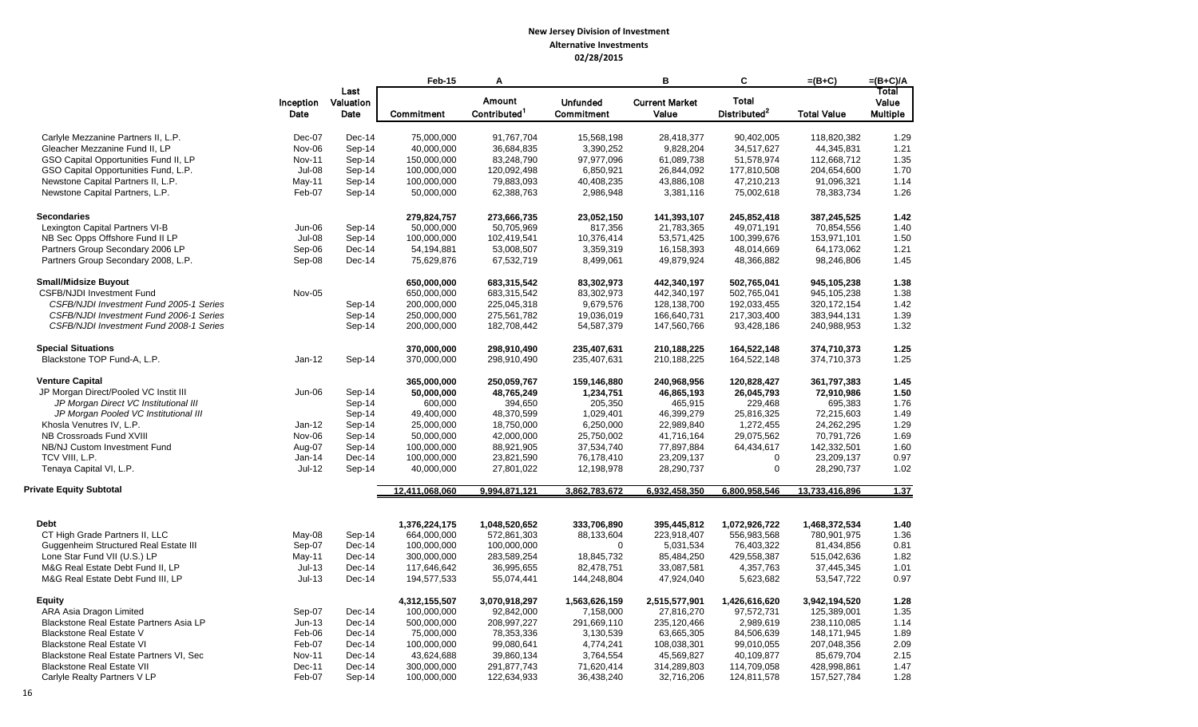**New Jersey Division of Investment**
**Alternative Investments**
**02/28/2015**

| | Inception Date | Last Valuation Date | Feb-15 Commitment | A Amount Contributed[1] | Unfunded Commitment | B Current Market Value | C Total Distributed[2] | =(B+C) Total Value | =(B+C)/A Total Value Multiple |
|---|---|---|---|---|---|---|---|---|---|
| Carlyle Mezzanine Partners II, L.P. | Dec-07 | Dec-14 | 75,000,000 | 91,767,704 | 15,568,198 | 28,418,377 | 90,402,005 | 118,820,382 | 1.29 |
| Gleacher Mezzanine Fund II, LP | Nov-06 | Sep-14 | 40,000,000 | 36,684,835 | 3,390,252 | 9,828,204 | 34,517,627 | 44,345,831 | 1.21 |
| GSO Capital Opportunities Fund II, LP | Nov-11 | Sep-14 | 150,000,000 | 83,248,790 | 97,977,096 | 61,089,738 | 51,578,974 | 112,668,712 | 1.35 |
| GSO Capital Opportunities Fund, L.P. | Jul-08 | Sep-14 | 100,000,000 | 120,092,498 | 6,850,921 | 26,844,092 | 177,810,508 | 204,654,600 | 1.70 |
| Newstone Capital Partners II, L.P. | May-11 | Sep-14 | 100,000,000 | 79,883,093 | 40,408,235 | 43,886,108 | 47,210,213 | 91,096,321 | 1.14 |
| Newstone Capital Partners, L.P. | Feb-07 | Sep-14 | 50,000,000 | 62,388,763 | 2,986,948 | 3,381,116 | 75,002,618 | 78,383,734 | 1.26 |
| **Secondaries** | | | **279,824,757** | **273,666,735** | **23,052,150** | **141,393,107** | **245,852,418** | **387,245,525** | **1.42** |
| Lexington Capital Partners VI-B | Jun-06 | Sep-14 | 50,000,000 | 50,705,969 | 817,356 | 21,783,365 | 49,071,191 | 70,854,556 | 1.40 |
| NB Sec Opps Offshore Fund II LP | Jul-08 | Sep-14 | 100,000,000 | 102,419,541 | 10,376,414 | 53,571,425 | 100,399,676 | 153,971,101 | 1.50 |
| Partners Group Secondary 2006 LP | Sep-06 | Dec-14 | 54,194,881 | 53,008,507 | 3,359,319 | 16,158,393 | 48,014,669 | 64,173,062 | 1.21 |
| Partners Group Secondary 2008, L.P. | Sep-08 | Dec-14 | 75,629,876 | 67,532,719 | 8,499,061 | 49,879,924 | 48,366,882 | 98,246,806 | 1.45 |
| **Small/Midsize Buyout** | | | **650,000,000** | **683,315,542** | **83,302,973** | **442,340,197** | **502,765,041** | **945,105,238** | **1.38** |
| CSFB/NJDI Investment Fund | Nov-05 | | 650,000,000 | 683,315,542 | 83,302,973 | 442,340,197 | 502,765,041 | 945,105,238 | 1.38 |
| *CSFB/NJDI Investment Fund 2005-1 Series* | | Sep-14 | 200,000,000 | 225,045,318 | 9,679,576 | 128,138,700 | 192,033,455 | 320,172,154 | 1.42 |
| *CSFB/NJDI Investment Fund 2006-1 Series* | | Sep-14 | 250,000,000 | 275,561,782 | 19,036,019 | 166,640,731 | 217,303,400 | 383,944,131 | 1.39 |
| *CSFB/NJDI Investment Fund 2008-1 Series* | | Sep-14 | 200,000,000 | 182,708,442 | 54,587,379 | 147,560,766 | 93,428,186 | 240,988,953 | 1.32 |
| **Special Situations** | | | **370,000,000** | **298,910,490** | **235,407,631** | **210,188,225** | **164,522,148** | **374,710,373** | **1.25** |
| Blackstone TOP Fund-A, L.P. | Jan-12 | Sep-14 | 370,000,000 | 298,910,490 | 235,407,631 | 210,188,225 | 164,522,148 | 374,710,373 | 1.25 |
| **Venture Capital** | | | **365,000,000** | **250,059,767** | **159,146,880** | **240,968,956** | **120,828,427** | **361,797,383** | **1.45** |
| JP Morgan Direct/Pooled VC Instit III | Jun-06 | Sep-14 | **50,000,000** | **48,765,249** | **1,234,751** | **46,865,193** | **26,045,793** | **72,910,986** | **1.50** |
| *JP Morgan Direct VC Institutional III* | | Sep-14 | 600,000 | 394,650 | 205,350 | 465,915 | 229,468 | 695,383 | 1.76 |
| *JP Morgan Pooled VC Institutional III* | | Sep-14 | 49,400,000 | 48,370,599 | 1,029,401 | 46,399,279 | 25,816,325 | 72,215,603 | 1.49 |
| Khosla Venutres IV, L.P. | Jan-12 | Sep-14 | 25,000,000 | 18,750,000 | 6,250,000 | 22,989,840 | 1,272,455 | 24,262,295 | 1.29 |
| NB Crossroads Fund XVIII | Nov-06 | Sep-14 | 50,000,000 | 42,000,000 | 25,750,002 | 41,716,164 | 29,075,562 | 70,791,726 | 1.69 |
| NB/NJ Custom Investment Fund | Aug-07 | Sep-14 | 100,000,000 | 88,921,905 | 37,534,740 | 77,897,884 | 64,434,617 | 142,332,501 | 1.60 |
| TCV VIII, L.P. | Jan-14 | Dec-14 | 100,000,000 | 23,821,590 | 76,178,410 | 23,209,137 | 0 | 23,209,137 | 0.97 |
| Tenaya Capital VI, L.P. | Jul-12 | Sep-14 | 40,000,000 | 27,801,022 | 12,198,978 | 28,290,737 | 0 | 28,290,737 | 1.02 |
| **Private Equity Subtotal** | | | **12,411,068,060** | **9,994,871,121** | **3,862,783,672** | **6,932,458,350** | **6,800,958,546** | **13,733,416,896** | **1.37** |
| **Debt** | | | **1,376,224,175** | **1,048,520,652** | **333,706,890** | **395,445,812** | **1,072,926,722** | **1,468,372,534** | **1.40** |
| CT High Grade Partners II, LLC | May-08 | Sep-14 | 664,000,000 | 572,861,303 | 88,133,604 | 223,918,407 | 556,983,568 | 780,901,975 | 1.36 |
| Guggenheim Structured Real Estate III | Sep-07 | Dec-14 | 100,000,000 | 100,000,000 | 0 | 5,031,534 | 76,403,322 | 81,434,856 | 0.81 |
| Lone Star Fund VII (U.S.) LP | May-11 | Dec-14 | 300,000,000 | 283,589,254 | 18,845,732 | 85,484,250 | 429,558,387 | 515,042,636 | 1.82 |
| M&G Real Estate Debt Fund II, LP | Jul-13 | Dec-14 | 117,646,642 | 36,995,655 | 82,478,751 | 33,087,581 | 4,357,763 | 37,445,345 | 1.01 |
| M&G Real Estate Debt Fund III, LP | Jul-13 | Dec-14 | 194,577,533 | 55,074,441 | 144,248,804 | 47,924,040 | 5,623,682 | 53,547,722 | 0.97 |
| **Equity** | | | **4,312,155,507** | **3,070,918,297** | **1,563,626,159** | **2,515,577,901** | **1,426,616,620** | **3,942,194,520** | **1.28** |
| ARA Asia Dragon Limited | Sep-07 | Dec-14 | 100,000,000 | 92,842,000 | 7,158,000 | 27,816,270 | 97,572,731 | 125,389,001 | 1.35 |
| Blackstone Real Estate Partners Asia LP | Jun-13 | Dec-14 | 500,000,000 | 208,997,227 | 291,669,110 | 235,120,466 | 2,989,619 | 238,110,085 | 1.14 |
| Blackstone Real Estate V | Feb-06 | Dec-14 | 75,000,000 | 78,353,336 | 3,130,539 | 63,665,305 | 84,506,639 | 148,171,945 | 1.89 |
| Blackstone Real Estate VI | Feb-07 | Dec-14 | 100,000,000 | 99,080,641 | 4,774,241 | 108,038,301 | 99,010,055 | 207,048,356 | 2.09 |
| Blackstone Real Estate Partners VI, Sec | Nov-11 | Dec-14 | 43,624,688 | 39,860,134 | 3,764,554 | 45,569,827 | 40,109,877 | 85,679,704 | 2.15 |
| Blackstone Real Estate VII | Dec-11 | Dec-14 | 300,000,000 | 291,877,743 | 71,620,414 | 314,289,803 | 114,709,058 | 428,998,861 | 1.47 |
| Carlyle Realty Partners V LP | Feb-07 | Sep-14 | 100,000,000 | 122,634,933 | 36,438,240 | 32,716,206 | 124,811,578 | 157,527,784 | 1.28 |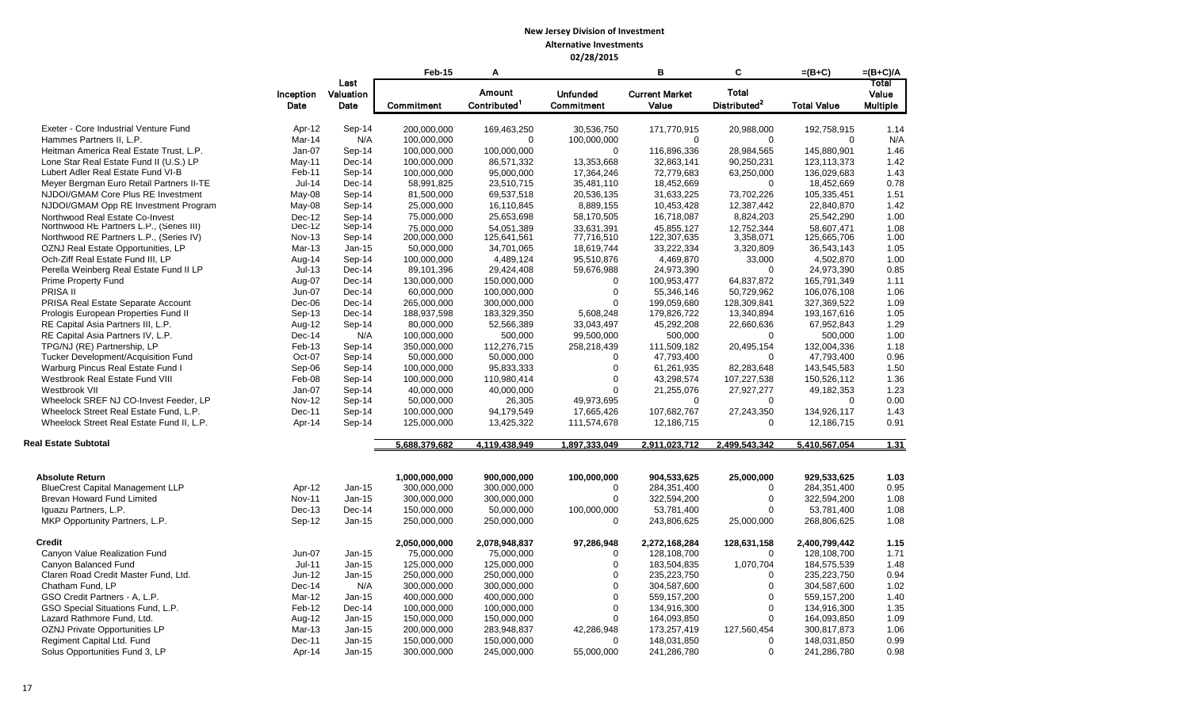**New Jersey Division of Investment**
**Alternative Investments**
**02/28/2015**

| | Inception Date | Last Valuation Date | Feb-15 Commitment | A Amount Contributed[1] | Unfunded Commitment | B Current Market Value | C Total Distributed[2] | =(B+C) Total Value | =(B+C)/A Total Value Multiple |
|---|---|---|---|---|---|---|---|---|---|
| Exeter - Core Industrial Venture Fund | Apr-12 | Sep-14 | 200,000,000 | 169,463,250 | 30,536,750 | 171,770,915 | 20,988,000 | 192,758,915 | 1.14 |
| Hammes Partners II, L.P. | Mar-14 | N/A | 100,000,000 | 0 | 100,000,000 | 0 | 0 | 0 | N/A |
| Heitman America Real Estate Trust, L.P. | Jan-07 | Sep-14 | 100,000,000 | 100,000,000 | 0 | 116,896,336 | 28,984,565 | 145,880,901 | 1.46 |
| Lone Star Real Estate Fund II (U.S.) LP | May-11 | Dec-14 | 100,000,000 | 86,571,332 | 13,353,668 | 32,863,141 | 90,250,231 | 123,113,373 | 1.42 |
| Lubert Adler Real Estate Fund VI-B | Feb-11 | Sep-14 | 100,000,000 | 95,000,000 | 17,364,246 | 72,779,683 | 63,250,000 | 136,029,683 | 1.43 |
| Meyer Bergman Euro Retail Partners II-TE | Jul-14 | Dec-14 | 58,991,825 | 23,510,715 | 35,481,110 | 18,452,669 | 0 | 18,452,669 | 0.78 |
| NJDOI/GMAM Core Plus RE Investment | May-08 | Sep-14 | 81,500,000 | 69,537,518 | 20,536,135 | 31,633,225 | 73,702,226 | 105,335,451 | 1.51 |
| NJDOI/GMAM Opp RE Investment Program | May-08 | Sep-14 | 25,000,000 | 16,110,845 | 8,889,155 | 10,453,428 | 12,387,442 | 22,840,870 | 1.42 |
| Northwood Real Estate Co-Invest | Dec-12 | Sep-14 | 75,000,000 | 25,653,698 | 58,170,505 | 16,718,087 | 8,824,203 | 25,542,290 | 1.00 |
| Northwood RE Partners L.P., (Series III) | Dec-12 | Sep-14 | 75,000,000 | 54,051,389 | 33,631,391 | 45,855,127 | 12,752,344 | 58,607,471 | 1.08 |
| Northwood RE Partners L.P., (Series IV) | Nov-13 | Sep-14 | 200,000,000 | 125,641,561 | 77,716,510 | 122,307,635 | 3,358,071 | 125,665,706 | 1.00 |
| OZNJ Real Estate Opportunities, LP | Mar-13 | Jan-15 | 50,000,000 | 34,701,065 | 18,619,744 | 33,222,334 | 3,320,809 | 36,543,143 | 1.05 |
| Och-Ziff Real Estate Fund III, LP | Aug-14 | Sep-14 | 100,000,000 | 4,489,124 | 95,510,876 | 4,469,870 | 33,000 | 4,502,870 | 1.00 |
| Perella Weinberg Real Estate Fund II LP | Jul-13 | Dec-14 | 89,101,396 | 29,424,408 | 59,676,988 | 24,973,390 | 0 | 24,973,390 | 0.85 |
| Prime Property Fund | Aug-07 | Dec-14 | 130,000,000 | 150,000,000 | 0 | 100,953,477 | 64,837,872 | 165,791,349 | 1.11 |
| PRISA II | Jun-07 | Dec-14 | 60,000,000 | 100,000,000 | 0 | 55,346,146 | 50,729,962 | 106,076,108 | 1.06 |
| PRISA Real Estate Separate Account | Dec-06 | Dec-14 | 265,000,000 | 300,000,000 | 0 | 199,059,680 | 128,309,841 | 327,369,522 | 1.09 |
| Prologis European Properties Fund II | Sep-13 | Dec-14 | 188,937,598 | 183,329,350 | 5,608,248 | 179,826,722 | 13,340,894 | 193,167,616 | 1.05 |
| RE Capital Asia Partners III, L.P. | Aug-12 | Sep-14 | 80,000,000 | 52,566,389 | 33,043,497 | 45,292,208 | 22,660,636 | 67,952,843 | 1.29 |
| RE Capital Asia Partners IV, L.P. | Dec-14 | N/A | 100,000,000 | 500,000 | 99,500,000 | 500,000 | 0 | 500,000 | 1.00 |
| TPG/NJ (RE) Partnership, LP | Feb-13 | Sep-14 | 350,000,000 | 112,276,715 | 258,218,439 | 111,509,182 | 20,495,154 | 132,004,336 | 1.18 |
| Tucker Development/Acquisition Fund | Oct-07 | Sep-14 | 50,000,000 | 50,000,000 | 0 | 47,793,400 | 0 | 47,793,400 | 0.96 |
| Warburg Pincus Real Estate Fund I | Sep-06 | Sep-14 | 100,000,000 | 95,833,333 | 0 | 61,261,935 | 82,283,648 | 143,545,583 | 1.50 |
| Westbrook Real Estate Fund VIII | Feb-08 | Sep-14 | 100,000,000 | 110,980,414 | 0 | 43,298,574 | 107,227,538 | 150,526,112 | 1.36 |
| Westbrook VII | Jan-07 | Sep-14 | 40,000,000 | 40,000,000 | 0 | 21,255,076 | 27,927,277 | 49,182,353 | 1.23 |
| Wheelock SREF NJ CO-Invest Feeder, LP | Nov-12 | Sep-14 | 50,000,000 | 26,305 | 49,973,695 | 0 | 0 | 0 | 0.00 |
| Wheelock Street Real Estate Fund, L.P. | Dec-11 | Sep-14 | 100,000,000 | 94,179,549 | 17,665,426 | 107,682,767 | 27,243,350 | 134,926,117 | 1.43 |
| Wheelock Street Real Estate Fund II, L.P. | Apr-14 | Sep-14 | 125,000,000 | 13,425,322 | 111,574,678 | 12,186,715 | 0 | 12,186,715 | 0.91 |
| **Real Estate Subtotal** | | | **5,688,379,682** | **4,119,438,949** | **1,897,333,049** | **2,911,023,712** | **2,499,543,342** | **5,410,567,054** | **1.31** |
| | | | | | | | | | |
| **Absolute Return** | | | **1,000,000,000** | **900,000,000** | **100,000,000** | **904,533,625** | **25,000,000** | **929,533,625** | **1.03** |
| BlueCrest Capital Management LLP | Apr-12 | Jan-15 | 300,000,000 | 300,000,000 | 0 | 284,351,400 | 0 | 284,351,400 | 0.95 |
| Brevan Howard Fund Limited | Nov-11 | Jan-15 | 300,000,000 | 300,000,000 | 0 | 322,594,200 | 0 | 322,594,200 | 1.08 |
| Iguazu Partners, L.P. | Dec-13 | Dec-14 | 150,000,000 | 50,000,000 | 100,000,000 | 53,781,400 | 0 | 53,781,400 | 1.08 |
| MKP Opportunity Partners, L.P. | Sep-12 | Jan-15 | 250,000,000 | 250,000,000 | 0 | 243,806,625 | 25,000,000 | 268,806,625 | 1.08 |
| | | | | | | | | | |
| **Credit** | | | **2,050,000,000** | **2,078,948,837** | **97,286,948** | **2,272,168,284** | **128,631,158** | **2,400,799,442** | **1.15** |
| Canyon Value Realization Fund | Jun-07 | Jan-15 | 75,000,000 | 75,000,000 | 0 | 128,108,700 | 0 | 128,108,700 | 1.71 |
| Canyon Balanced Fund | Jul-11 | Jan-15 | 125,000,000 | 125,000,000 | 0 | 183,504,835 | 1,070,704 | 184,575,539 | 1.48 |
| Claren Road Credit Master Fund, Ltd. | Jun-12 | Jan-15 | 250,000,000 | 250,000,000 | 0 | 235,223,750 | 0 | 235,223,750 | 0.94 |
| Chatham Fund, LP | Dec-14 | N/A | 300,000,000 | 300,000,000 | 0 | 304,587,600 | 0 | 304,587,600 | 1.02 |
| GSO Credit Partners - A, L.P. | Mar-12 | Jan-15 | 400,000,000 | 400,000,000 | 0 | 559,157,200 | 0 | 559,157,200 | 1.40 |
| GSO Special Situations Fund, L.P. | Feb-12 | Dec-14 | 100,000,000 | 100,000,000 | 0 | 134,916,300 | 0 | 134,916,300 | 1.35 |
| Lazard Rathmore Fund, Ltd. | Aug-12 | Jan-15 | 150,000,000 | 150,000,000 | 0 | 164,093,850 | 0 | 164,093,850 | 1.09 |
| OZNJ Private Opportunities LP | Mar-13 | Jan-15 | 200,000,000 | 283,948,837 | 42,286,948 | 173,257,419 | 127,560,454 | 300,817,873 | 1.06 |
| Regiment Capital Ltd. Fund | Dec-11 | Jan-15 | 150,000,000 | 150,000,000 | 0 | 148,031,850 | 0 | 148,031,850 | 0.99 |
| Solus Opportunities Fund 3, LP | Apr-14 | Jan-15 | 300,000,000 | 245,000,000 | 55,000,000 | 241,286,780 | 0 | 241,286,780 | 0.98 |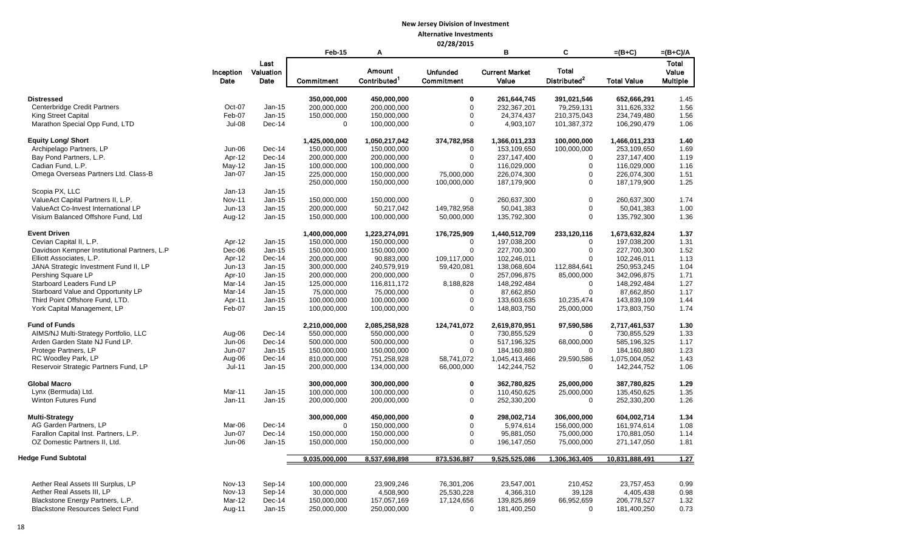**New Jersey Division of Investment**

**Alternative Investments**

**02/28/2015**

| | Inception Date | Last Valuation Date | Feb-15<br>Commitment | A<br>Amount Contributed[1] | Unfunded Commitment | B<br>Current Market Value | C<br>Total Distributed[2] | =(B+C)<br>Total Value | =(B+C)/A<br>Total Value Multiple |
|---|---|---|---|---|---|---|---|---|---|
| **Distressed** | | | **350,000,000** | **450,000,000** | **0** | **261,644,745** | **391,021,546** | **652,666,291** | **1.45** |
| Centerbridge Credit Partners | Oct-07 | Jan-15 | 200,000,000 | 200,000,000 | 0 | 232,367,201 | 79,259,131 | 311,626,332 | 1.56 |
| King Street Capital | Feb-07 | Jan-15 | 150,000,000 | 150,000,000 | 0 | 24,374,437 | 210,375,043 | 234,749,480 | 1.56 |
| Marathon Special Opp Fund, LTD | Jul-08 | Dec-14 | 0 | 100,000,000 | 0 | 4,903,107 | 101,387,372 | 106,290,479 | 1.06 |
| **Equity Long/ Short** | | | **1,425,000,000** | **1,050,217,042** | **374,782,958** | **1,366,011,233** | **100,000,000** | **1,466,011,233** | **1.40** |
| Archipelago Partners, LP | Jun-06 | Dec-14 | 150,000,000 | 150,000,000 | 0 | 153,109,650 | 100,000,000 | 253,109,650 | 1.69 |
| Bay Pond Partners, L.P. | Apr-12 | Dec-14 | 200,000,000 | 200,000,000 | 0 | 237,147,400 | 0 | 237,147,400 | 1.19 |
| Cadian Fund, L.P. | May-12 | Jan-15 | 100,000,000 | 100,000,000 | 0 | 116,029,000 | 0 | 116,029,000 | 1.16 |
| Omega Overseas Partners Ltd. Class-B | Jan-07 | Jan-15 | 225,000,000 | 150,000,000 | 75,000,000 | 226,074,300 | 0 | 226,074,300 | 1.51 |
| Scopia PX, LLC | Jan-13 | Jan-15 | 250,000,000 | 150,000,000 | 100,000,000 | 187,179,900 | 0 | 187,179,900 | 1.25 |
| ValueAct Capital Partners II, L.P. | Nov-11 | Jan-15 | 150,000,000 | 150,000,000 | 0 | 260,637,300 | 0 | 260,637,300 | 1.74 |
| ValueAct Co-Invest International LP | Jun-13 | Jan-15 | 200,000,000 | 50,217,042 | 149,782,958 | 50,041,383 | 0 | 50,041,383 | 1.00 |
| Visium Balanced Offshore Fund, Ltd | Aug-12 | Jan-15 | 150,000,000 | 100,000,000 | 50,000,000 | 135,792,300 | 0 | 135,792,300 | 1.36 |
| **Event Driven** | | | **1,400,000,000** | **1,223,274,091** | **176,725,909** | **1,440,512,709** | **233,120,116** | **1,673,632,824** | **1.37** |
| Cevian Capital II, L.P. | Apr-12 | Jan-15 | 150,000,000 | 150,000,000 | 0 | 197,038,200 | 0 | 197,038,200 | 1.31 |
| Davidson Kempner Institutional Partners, L.P | Dec-06 | Jan-15 | 150,000,000 | 150,000,000 | 0 | 227,700,300 | 0 | 227,700,300 | 1.52 |
| Elliott Associates, L.P. | Apr-12 | Dec-14 | 200,000,000 | 90,883,000 | 109,117,000 | 102,246,011 | 0 | 102,246,011 | 1.13 |
| JANA Strategic Investment Fund II, LP | Jun-13 | Jan-15 | 300,000,000 | 240,579,919 | 59,420,081 | 138,068,604 | 112,884,641 | 250,953,245 | 1.04 |
| Pershing Square LP | Apr-10 | Jan-15 | 200,000,000 | 200,000,000 | 0 | 257,096,875 | 85,000,000 | 342,096,875 | 1.71 |
| Starboard Leaders Fund LP | Mar-14 | Jan-15 | 125,000,000 | 116,811,172 | 8,188,828 | 148,292,484 | 0 | 148,292,484 | 1.27 |
| Starboard Value and Opportunity LP | Mar-14 | Jan-15 | 75,000,000 | 75,000,000 | 0 | 87,662,850 | 0 | 87,662,850 | 1.17 |
| Third Point Offshore Fund, LTD. | Apr-11 | Jan-15 | 100,000,000 | 100,000,000 | 0 | 133,603,635 | 10,235,474 | 143,839,109 | 1.44 |
| York Capital Management, LP | Feb-07 | Jan-15 | 100,000,000 | 100,000,000 | 0 | 148,803,750 | 25,000,000 | 173,803,750 | 1.74 |
| **Fund of Funds** | | | **2,210,000,000** | **2,085,258,928** | **124,741,072** | **2,619,870,951** | **97,590,586** | **2,717,461,537** | **1.30** |
| AIMS/NJ Multi-Strategy Portfolio, LLC | Aug-06 | Dec-14 | 550,000,000 | 550,000,000 | 0 | 730,855,529 | 0 | 730,855,529 | 1.33 |
| Arden Garden State NJ Fund LP. | Jun-06 | Dec-14 | 500,000,000 | 500,000,000 | 0 | 517,196,325 | 68,000,000 | 585,196,325 | 1.17 |
| Protege Partners, LP | Jun-07 | Jan-15 | 150,000,000 | 150,000,000 | 0 | 184,160,880 | 0 | 184,160,880 | 1.23 |
| RC Woodley Park, LP | Aug-06 | Dec-14 | 810,000,000 | 751,258,928 | 58,741,072 | 1,045,413,466 | 29,590,586 | 1,075,004,052 | 1.43 |
| Reservoir Strategic Partners Fund, LP | Jul-11 | Jan-15 | 200,000,000 | 134,000,000 | 66,000,000 | 142,244,752 | 0 | 142,244,752 | 1.06 |
| **Global Macro** | | | **300,000,000** | **300,000,000** | **0** | **362,780,825** | **25,000,000** | **387,780,825** | **1.29** |
| Lynx (Bermuda) Ltd. | Mar-11 | Jan-15 | 100,000,000 | 100,000,000 | 0 | 110,450,625 | 25,000,000 | 135,450,625 | 1.35 |
| Winton Futures Fund | Jan-11 | Jan-15 | 200,000,000 | 200,000,000 | 0 | 252,330,200 | 0 | 252,330,200 | 1.26 |
| **Multi-Strategy** | | | **300,000,000** | **450,000,000** | **0** | **298,002,714** | **306,000,000** | **604,002,714** | **1.34** |
| AG Garden Partners, LP | Mar-06 | Dec-14 | 0 | 150,000,000 | 0 | 5,974,614 | 156,000,000 | 161,974,614 | 1.08 |
| Farallon Capital Inst. Partners, L.P. | Jun-07 | Dec-14 | 150,000,000 | 150,000,000 | 0 | 95,881,050 | 75,000,000 | 170,881,050 | 1.14 |
| OZ Domestic Partners II, Ltd. | Jun-06 | Jan-15 | 150,000,000 | 150,000,000 | 0 | 196,147,050 | 75,000,000 | 271,147,050 | 1.81 |
| **Hedge Fund Subtotal** | | | **9,035,000,000** | **8,537,698,898** | **873,536,887** | **9,525,525,086** | **1,306,363,405** | **10,831,888,491** | **1.27** |
| Aether Real Assets III Surplus, LP | Nov-13 | Sep-14 | 100,000,000 | 23,909,246 | 76,301,206 | 23,547,001 | 210,452 | 23,757,453 | 0.99 |
| Aether Real Assets III, LP | Nov-13 | Sep-14 | 30,000,000 | 4,508,900 | 25,530,228 | 4,366,310 | 39,128 | 4,405,438 | 0.98 |
| Blackstone Energy Partners, L.P. | Mar-12 | Dec-14 | 150,000,000 | 157,057,169 | 17,124,656 | 139,825,869 | 66,952,659 | 206,778,527 | 1.32 |
| Blackstone Resources Select Fund | Aug-11 | Jan-15 | 250,000,000 | 250,000,000 | 0 | 181,400,250 | 0 | 181,400,250 | 0.73 |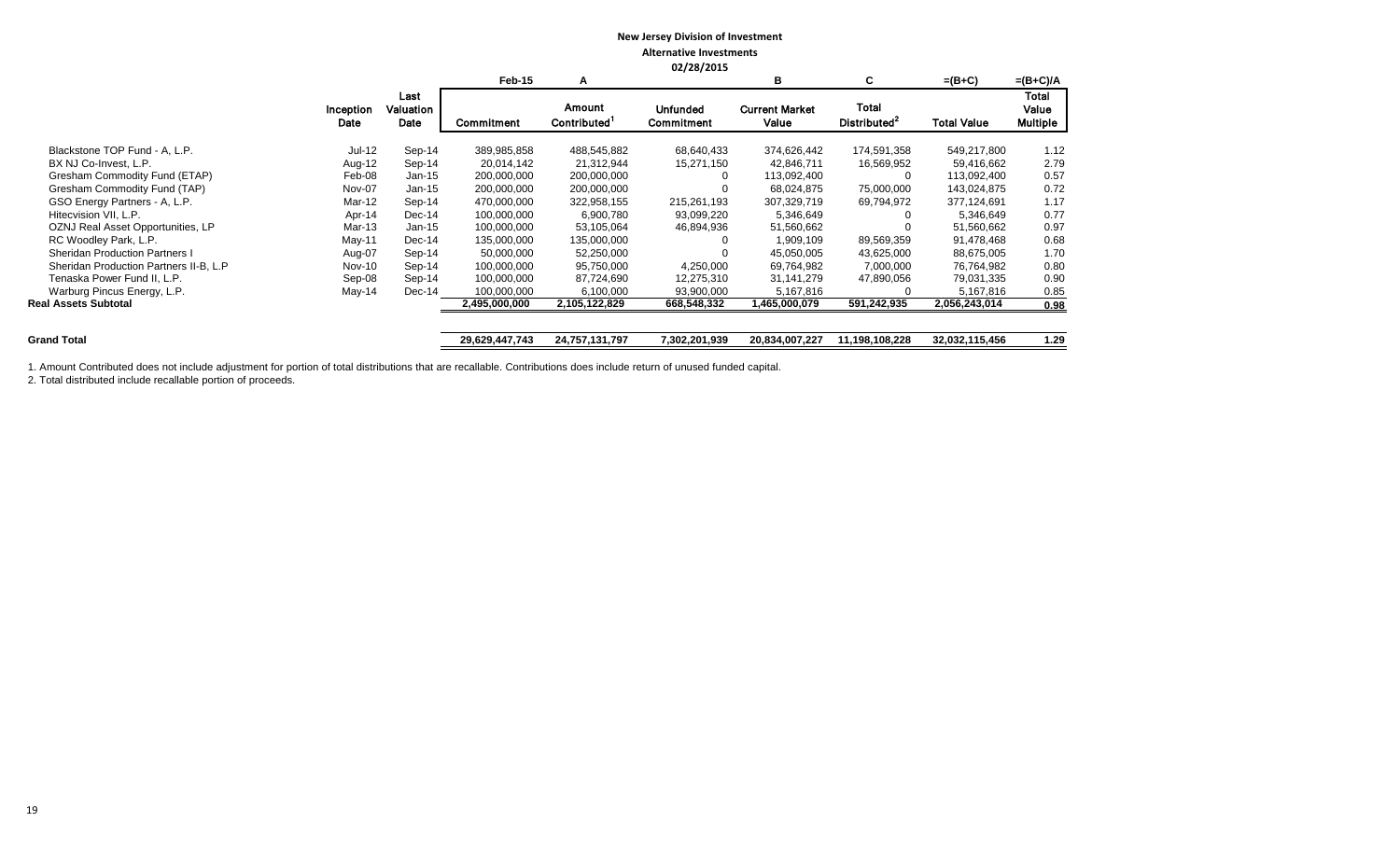**New Jersey Division of Investment**
**Alternative Investments**
**02/28/2015**

| | Inception Date | Last Valuation Date | Feb-15 Commitment | A Amount Contributed[1] | Unfunded Commitment | B Current Market Value | C Total Distributed[2] | =(B+C) Total Value | =(B+C)/A Total Value Multiple |
|---|---|---|---|---|---|---|---|---|---|
| Blackstone TOP Fund - A, L.P. | Jul-12 | Sep-14 | 389,985,858 | 488,545,882 | 68,640,433 | 374,626,442 | 174,591,358 | 549,217,800 | 1.12 |
| BX NJ Co-Invest, L.P. | Aug-12 | Sep-14 | 20,014,142 | 21,312,944 | 15,271,150 | 42,846,711 | 16,569,952 | 59,416,662 | 2.79 |
| Gresham Commodity Fund (ETAP) | Feb-08 | Jan-15 | 200,000,000 | 200,000,000 | 0 | 113,092,400 | 0 | 113,092,400 | 0.57 |
| Gresham Commodity Fund (TAP) | Nov-07 | Jan-15 | 200,000,000 | 200,000,000 | 0 | 68,024,875 | 75,000,000 | 143,024,875 | 0.72 |
| GSO Energy Partners - A, L.P. | Mar-12 | Sep-14 | 470,000,000 | 322,958,155 | 215,261,193 | 307,329,719 | 69,794,972 | 377,124,691 | 1.17 |
| Hitecvision VII, L.P. | Apr-14 | Dec-14 | 100,000,000 | 6,900,780 | 93,099,220 | 5,346,649 | 0 | 5,346,649 | 0.77 |
| OZNJ Real Asset Opportunities, LP | Mar-13 | Jan-15 | 100,000,000 | 53,105,064 | 46,894,936 | 51,560,662 | 0 | 51,560,662 | 0.97 |
| RC Woodley Park, L.P. | May-11 | Dec-14 | 135,000,000 | 135,000,000 | 0 | 1,909,109 | 89,569,359 | 91,478,468 | 0.68 |
| Sheridan Production Partners I | Aug-07 | Sep-14 | 50,000,000 | 52,250,000 | 0 | 45,050,005 | 43,625,000 | 88,675,005 | 1.70 |
| Sheridan Production Partners II-B, L.P | Nov-10 | Sep-14 | 100,000,000 | 95,750,000 | 4,250,000 | 69,764,982 | 7,000,000 | 76,764,982 | 0.80 |
| Tenaska Power Fund II, L.P. | Sep-08 | Sep-14 | 100,000,000 | 87,724,690 | 12,275,310 | 31,141,279 | 47,890,056 | 79,031,335 | 0.90 |
| Warburg Pincus Energy, L.P. | May-14 | Dec-14 | 100,000,000 | 6,100,000 | 93,900,000 | 5,167,816 | 0 | 5,167,816 | 0.85 |
| **Real Assets Subtotal** | | | 2,495,000,000 | 2,105,122,829 | 668,548,332 | 1,465,000,079 | 591,242,935 | 2,056,243,014 | 0.98 |
| | | | | | | | | | |
| **Grand Total** | | | 29,629,447,743 | 24,757,131,797 | 7,302,201,939 | 20,834,007,227 | 11,198,108,228 | 32,032,115,456 | 1.29 |

1. Amount Contributed does not include adjustment for portion of total distributions that are recallable. Contributions does include return of unused funded capital.
2. Total distributed include recallable portion of proceeds.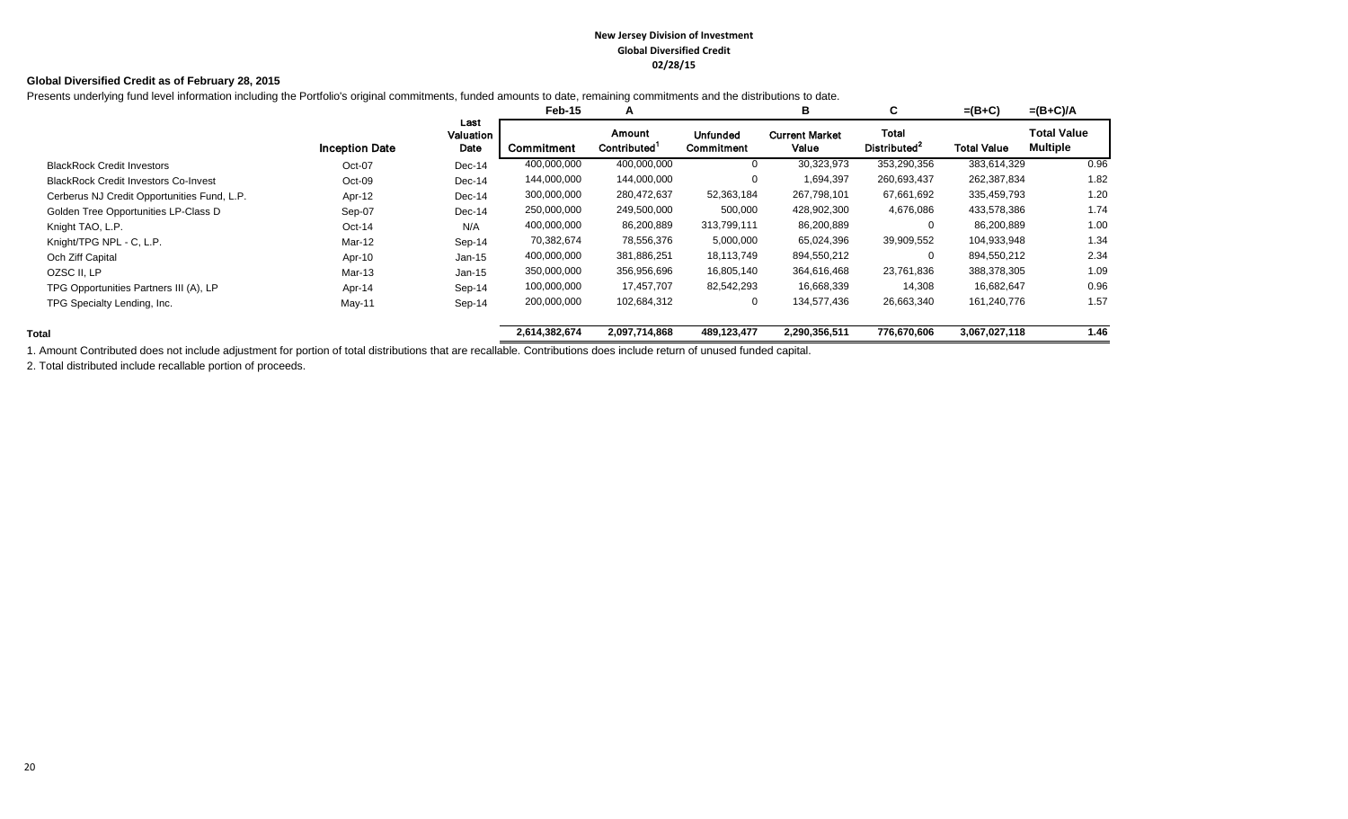**New Jersey Division of Investment**
**Global Diversified Credit**
**02/28/15**

**Global Diversified Credit as of February 28, 2015**

Presents underlying fund level information including the Portfolio's original commitments, funded amounts to date, remaining commitments and the distributions to date.

| | | | Feb-15 | A | | B | C | =(B+C) | =(B+C)/A |
|---|---|---|---|---|---|---|---|---|---|
| | Inception Date | Last Valuation Date | Commitment | Amount Contributed[1] | Unfunded Commitment | Current Market Value | Total Distributed[2] | Total Value | Total Value Multiple |
| BlackRock Credit Investors | Oct-07 | Dec-14 | 400,000,000 | 400,000,000 | 0 | 30,323,973 | 353,290,356 | 383,614,329 | 0.96 |
| BlackRock Credit Investors Co-Invest | Oct-09 | Dec-14 | 144,000,000 | 144,000,000 | 0 | 1,694,397 | 260,693,437 | 262,387,834 | 1.82 |
| Cerberus NJ Credit Opportunities Fund, L.P. | Apr-12 | Dec-14 | 300,000,000 | 280,472,637 | 52,363,184 | 267,798,101 | 67,661,692 | 335,459,793 | 1.20 |
| Golden Tree Opportunities LP-Class D | Sep-07 | Dec-14 | 250,000,000 | 249,500,000 | 500,000 | 428,902,300 | 4,676,086 | 433,578,386 | 1.74 |
| Knight TAO, L.P. | Oct-14 | N/A | 400,000,000 | 86,200,889 | 313,799,111 | 86,200,889 | 0 | 86,200,889 | 1.00 |
| Knight/TPG NPL - C, L.P. | Mar-12 | Sep-14 | 70,382,674 | 78,556,376 | 5,000,000 | 65,024,396 | 39,909,552 | 104,933,948 | 1.34 |
| Och Ziff Capital | Apr-10 | Jan-15 | 400,000,000 | 381,886,251 | 18,113,749 | 894,550,212 | 0 | 894,550,212 | 2.34 |
| OZSC II, LP | Mar-13 | Jan-15 | 350,000,000 | 356,956,696 | 16,805,140 | 364,616,468 | 23,761,836 | 388,378,305 | 1.09 |
| TPG Opportunities Partners III (A), LP | Apr-14 | Sep-14 | 100,000,000 | 17,457,707 | 82,542,293 | 16,668,339 | 14,308 | 16,682,647 | 0.96 |
| TPG Specialty Lending, Inc. | May-11 | Sep-14 | 200,000,000 | 102,684,312 | 0 | 134,577,436 | 26,663,340 | 161,240,776 | 1.57 |
| **Total** | | | **2,614,382,674** | **2,097,714,868** | **489,123,477** | **2,290,356,511** | **776,670,606** | **3,067,027,118** | **1.46** |

1. Amount Contributed does not include adjustment for portion of total distributions that are recallable. Contributions does include return of unused funded capital.
2. Total distributed include recallable portion of proceeds.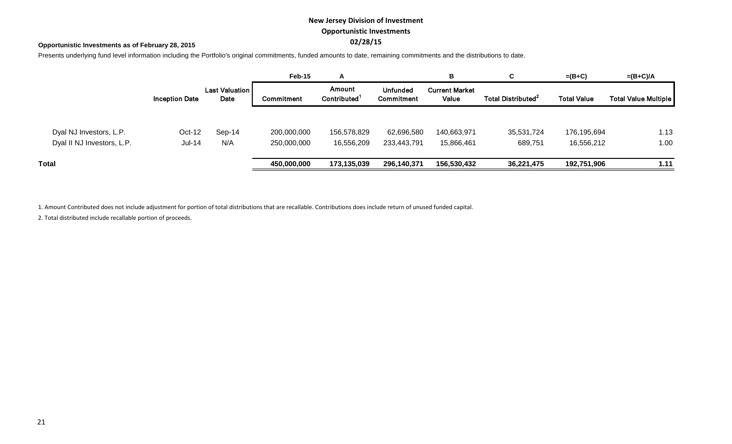# New Jersey Division of Investment

## Opportunistic Investments

## 02/28/15

**Opportunistic Investments as of February 28, 2015**

Presents underlying fund level information including the Portfolio's original commitments, funded amounts to date, remaining commitments and the distributions to date.

| | | | Feb-15 | A | | B | C | =(B+C) | =(B+C)/A |
|---|---|---|---|---|---|---|---|---|---|
| | Inception Date | Last Valuation Date | Commitment | Amount Contributed[1] | Unfunded Commitment | Current Market Value | Total Distributed[2] | Total Value | Total Value Multiple |
| Dyal NJ Investors, L.P. | Oct-12 | Sep-14 | 200,000,000 | 156,578,829 | 62,696,580 | 140,663,971 | 35,531,724 | 176,195,694 | 1.13 |
| Dyal II NJ Investors, L.P. | Jul-14 | N/A | 250,000,000 | 16,556,209 | 233,443,791 | 15,866,461 | 689,751 | 16,556,212 | 1.00 |
| **Total** | | | **450,000,000** | **173,135,039** | **296,140,371** | **156,530,432** | **36,221,475** | **192,751,906** | **1.11** |

1. Amount Contributed does not include adjustment for portion of total distributions that are recallable. Contributions does include return of unused funded capital.

2. Total distributed include recallable portion of proceeds.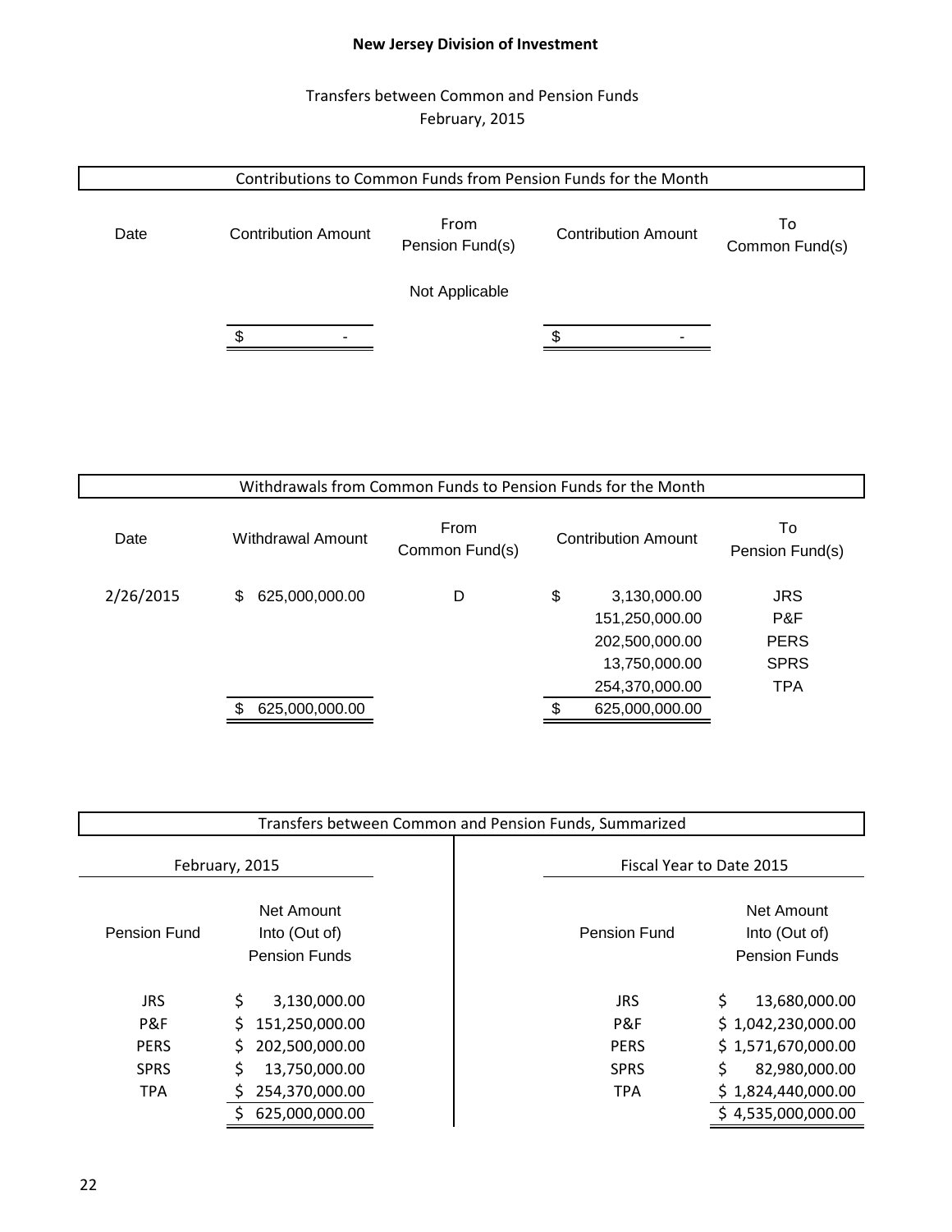**New Jersey Division of Investment**

Transfers between Common and Pension Funds
February, 2015

| Contributions to Common Funds from Pension Funds for the Month | | | | |
|---|---|---|---|---|
| Date | Contribution Amount | From Pension Fund(s) | Contribution Amount | To Common Fund(s) |
| | | Not Applicable | | |
| | $ - | | $ - | |

| Withdrawals from Common Funds to Pension Funds for the Month | | | | |
|---|---|---|---|---|
| Date | Withdrawal Amount | From Common Fund(s) | Contribution Amount | To Pension Fund(s) |
| 2/26/2015 | $ 625,000,000.00 | D | $ 3,130,000.00 | JRS |
| | | | 151,250,000.00 | P&F |
| | | | 202,500,000.00 | PERS |
| | | | 13,750,000.00 | SPRS |
| | | | 254,370,000.00 | TPA |
| | $ 625,000,000.00 | | $ 625,000,000.00 | |

| Transfers between Common and Pension Funds, Summarized | | | |
|---|---|---|---|
| February, 2015 | | Fiscal Year to Date 2015 | |
| Pension Fund | Net Amount Into (Out of) Pension Funds | Pension Fund | Net Amount Into (Out of) Pension Funds |
| JRS | $ 3,130,000.00 | JRS | $ 13,680,000.00 |
| P&F | $ 151,250,000.00 | P&F | $ 1,042,230,000.00 |
| PERS | $ 202,500,000.00 | PERS | $ 1,571,670,000.00 |
| SPRS | $ 13,750,000.00 | SPRS | $ 82,980,000.00 |
| TPA | $ 254,370,000.00 | TPA | $ 1,824,440,000.00 |
| | $ 625,000,000.00 | | $ 4,535,000,000.00 |